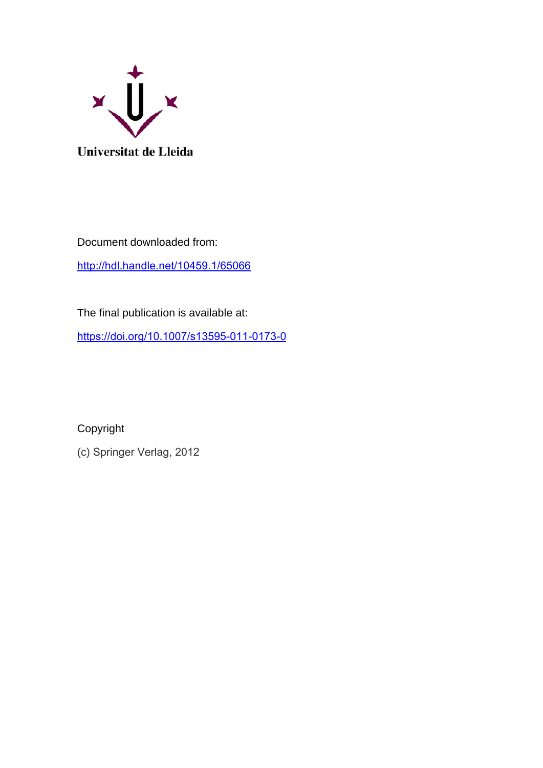Universitat de Lleida

Document downloaded from:

http://hdl.handle.net/10459.1/65066

The final publication is available at:

https://doi.org/10.1007/s13595-011-0173-0

Copyright

(c) Springer Verlag, 2012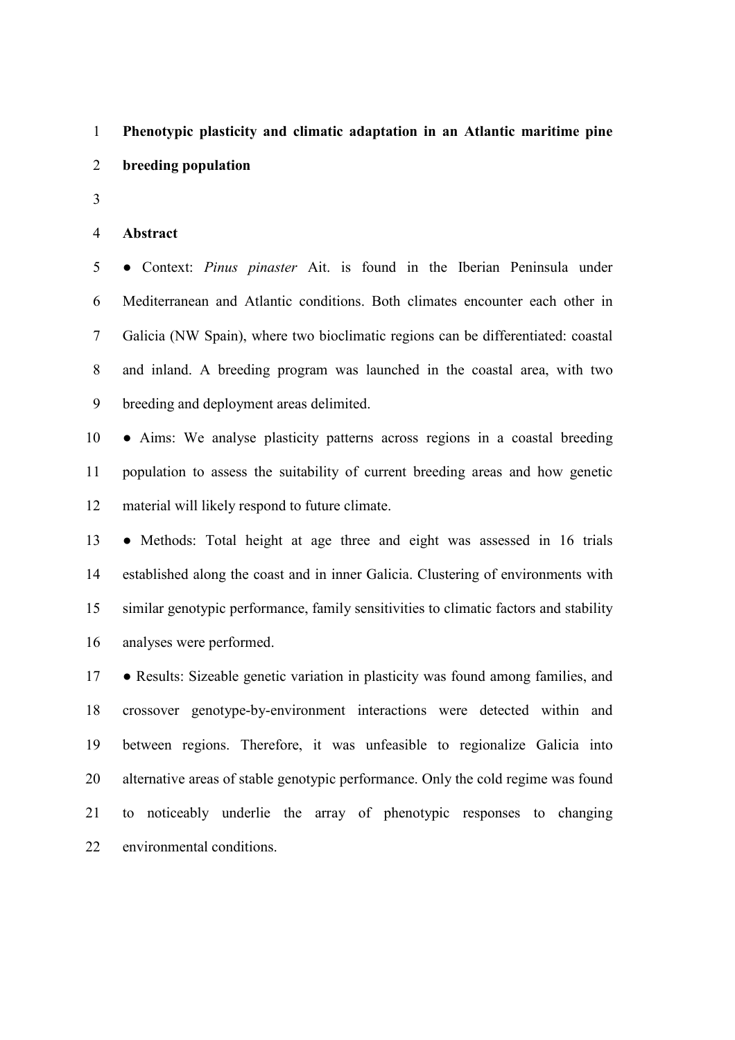**Phenotypic plasticity and climatic adaptation in an Atlantic maritime pine breeding population**

**Abstract**

● Context: *Pinus pinaster* Ait. is found in the Iberian Peninsula under Mediterranean and Atlantic conditions. Both climates encounter each other in Galicia (NW Spain), where two bioclimatic regions can be differentiated: coastal and inland. A breeding program was launched in the coastal area, with two breeding and deployment areas delimited.

● Aims: We analyse plasticity patterns across regions in a coastal breeding population to assess the suitability of current breeding areas and how genetic material will likely respond to future climate.

● Methods: Total height at age three and eight was assessed in 16 trials established along the coast and in inner Galicia. Clustering of environments with similar genotypic performance, family sensitivities to climatic factors and stability analyses were performed.

● Results: Sizeable genetic variation in plasticity was found among families, and crossover genotype-by-environment interactions were detected within and between regions. Therefore, it was unfeasible to regionalize Galicia into alternative areas of stable genotypic performance. Only the cold regime was found to noticeably underlie the array of phenotypic responses to changing environmental conditions.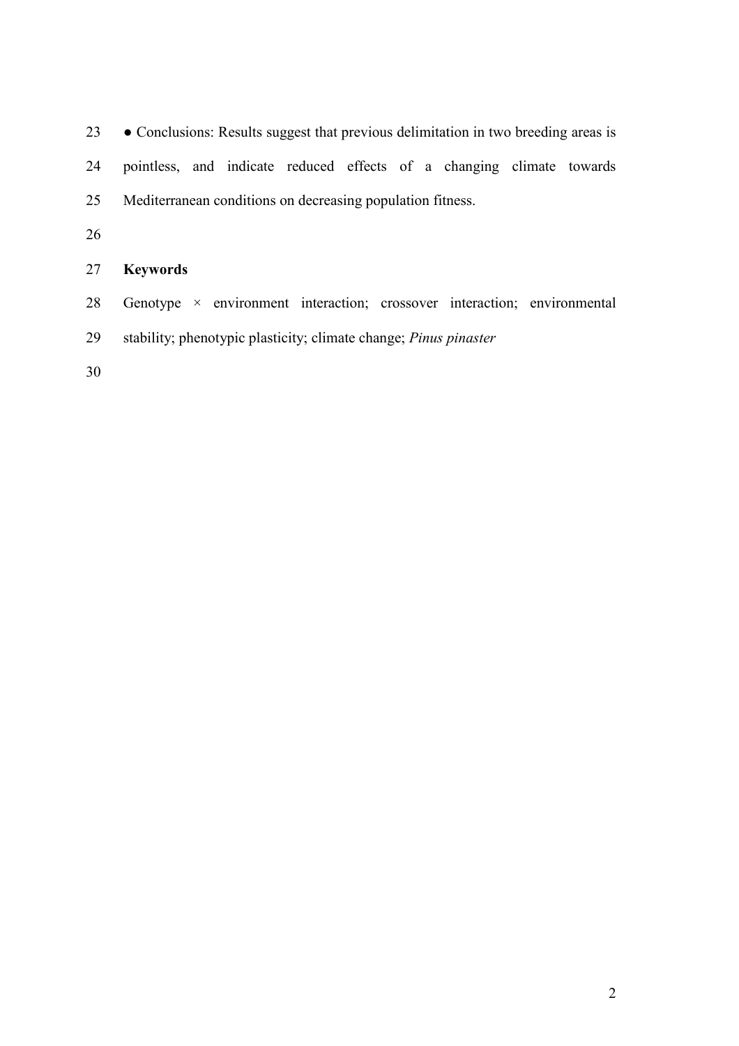● Conclusions: Results suggest that previous delimitation in two breeding areas is pointless, and indicate reduced effects of a changing climate towards Mediterranean conditions on decreasing population fitness.

**Keywords**

Genotype × environment interaction; crossover interaction; environmental stability; phenotypic plasticity; climate change; *Pinus pinaster*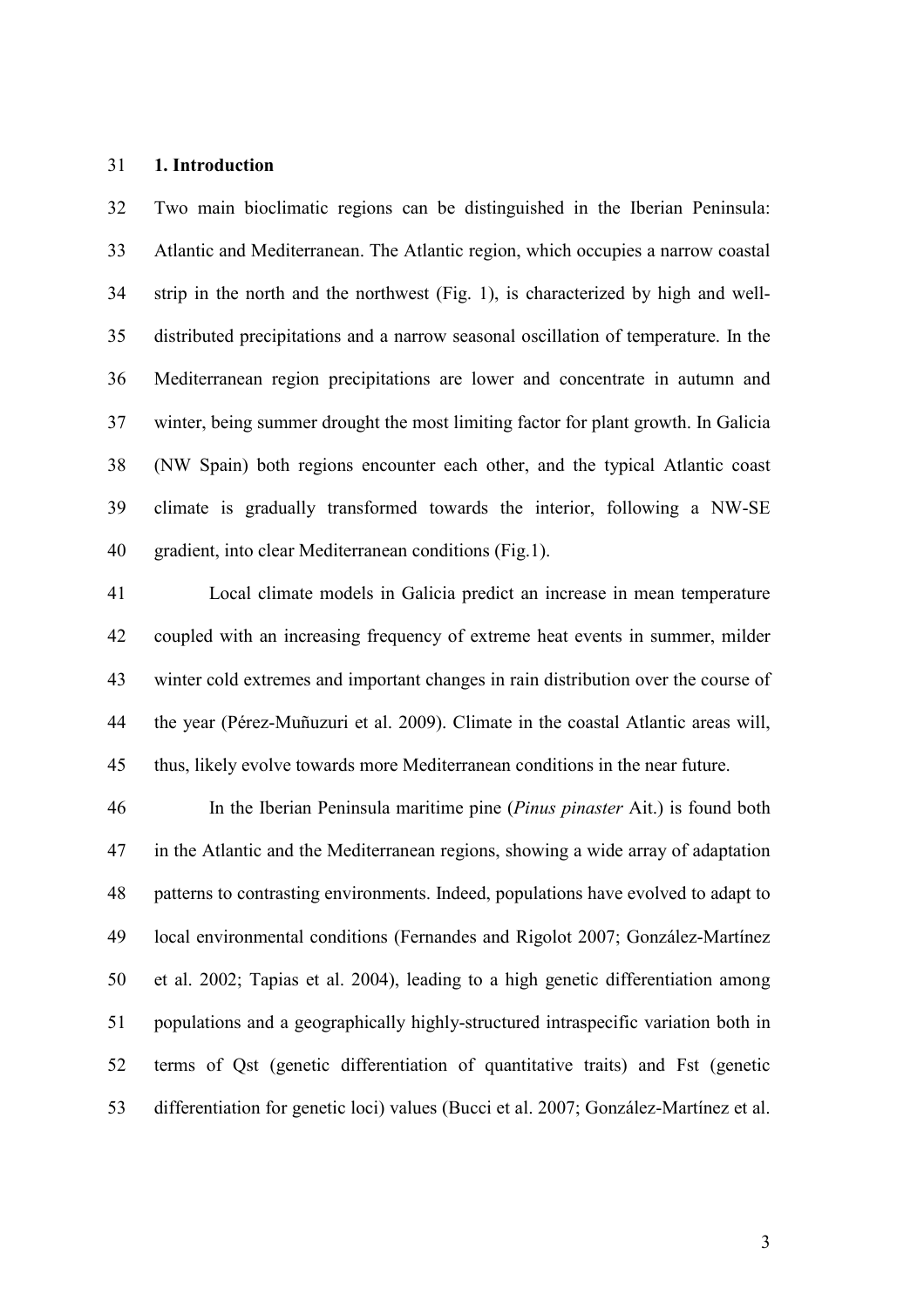## 1. Introduction

Two main bioclimatic regions can be distinguished in the Iberian Peninsula: Atlantic and Mediterranean. The Atlantic region, which occupies a narrow coastal strip in the north and the northwest (Fig. 1), is characterized by high and well-distributed precipitations and a narrow seasonal oscillation of temperature. In the Mediterranean region precipitations are lower and concentrate in autumn and winter, being summer drought the most limiting factor for plant growth. In Galicia (NW Spain) both regions encounter each other, and the typical Atlantic coast climate is gradually transformed towards the interior, following a NW-SE gradient, into clear Mediterranean conditions (Fig.1).

Local climate models in Galicia predict an increase in mean temperature coupled with an increasing frequency of extreme heat events in summer, milder winter cold extremes and important changes in rain distribution over the course of the year (Pérez-Muñuzuri et al. 2009). Climate in the coastal Atlantic areas will, thus, likely evolve towards more Mediterranean conditions in the near future.

In the Iberian Peninsula maritime pine (*Pinus pinaster* Ait.) is found both in the Atlantic and the Mediterranean regions, showing a wide array of adaptation patterns to contrasting environments. Indeed, populations have evolved to adapt to local environmental conditions (Fernandes and Rigolot 2007; González-Martínez et al. 2002; Tapias et al. 2004), leading to a high genetic differentiation among populations and a geographically highly-structured intraspecific variation both in terms of Qst (genetic differentiation of quantitative traits) and Fst (genetic differentiation for genetic loci) values (Bucci et al. 2007; González-Martínez et al.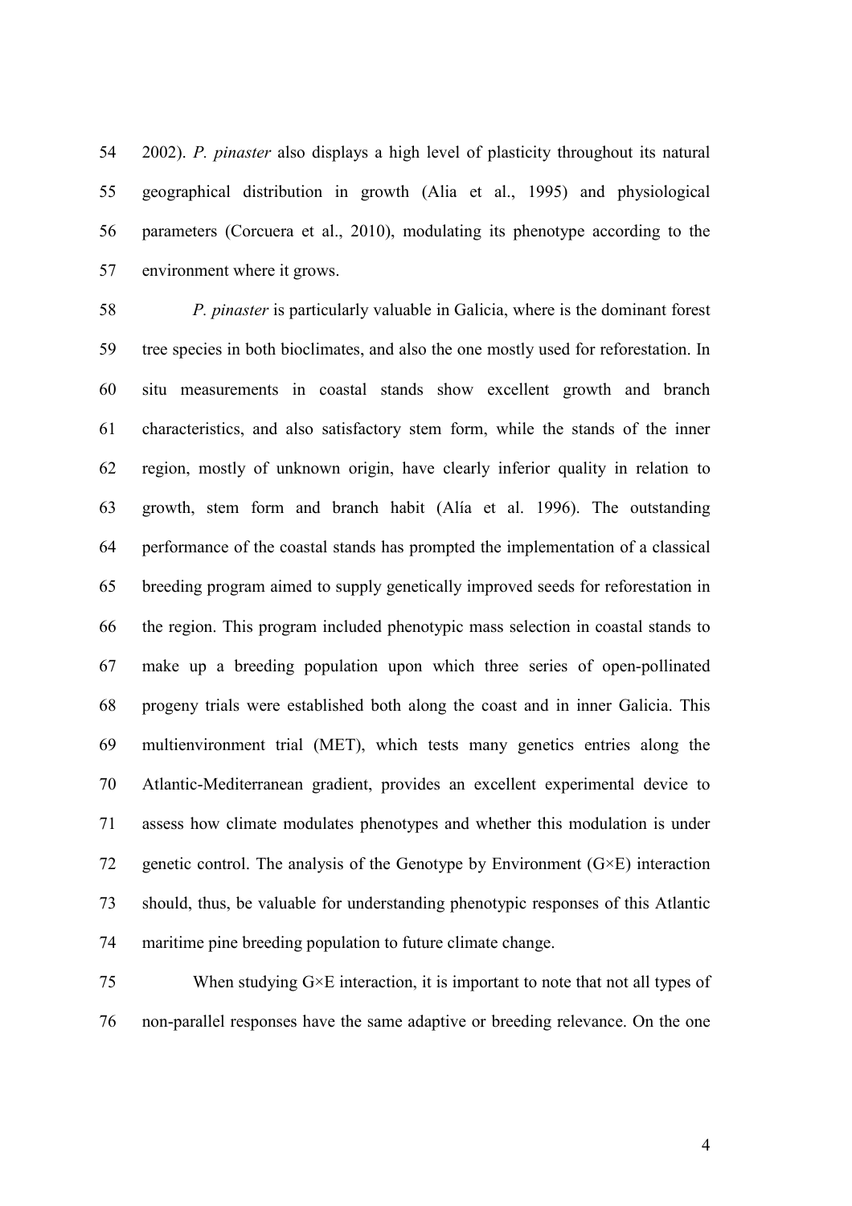2002). *P. pinaster* also displays a high level of plasticity throughout its natural geographical distribution in growth (Alia et al., 1995) and physiological parameters (Corcuera et al., 2010), modulating its phenotype according to the environment where it grows.

*P. pinaster* is particularly valuable in Galicia, where is the dominant forest tree species in both bioclimates, and also the one mostly used for reforestation. In situ measurements in coastal stands show excellent growth and branch characteristics, and also satisfactory stem form, while the stands of the inner region, mostly of unknown origin, have clearly inferior quality in relation to growth, stem form and branch habit (Alía et al. 1996). The outstanding performance of the coastal stands has prompted the implementation of a classical breeding program aimed to supply genetically improved seeds for reforestation in the region. This program included phenotypic mass selection in coastal stands to make up a breeding population upon which three series of open-pollinated progeny trials were established both along the coast and in inner Galicia. This multienvironment trial (MET), which tests many genetics entries along the Atlantic-Mediterranean gradient, provides an excellent experimental device to assess how climate modulates phenotypes and whether this modulation is under genetic control. The analysis of the Genotype by Environment (G×E) interaction should, thus, be valuable for understanding phenotypic responses of this Atlantic maritime pine breeding population to future climate change.

When studying G×E interaction, it is important to note that not all types of non-parallel responses have the same adaptive or breeding relevance. On the one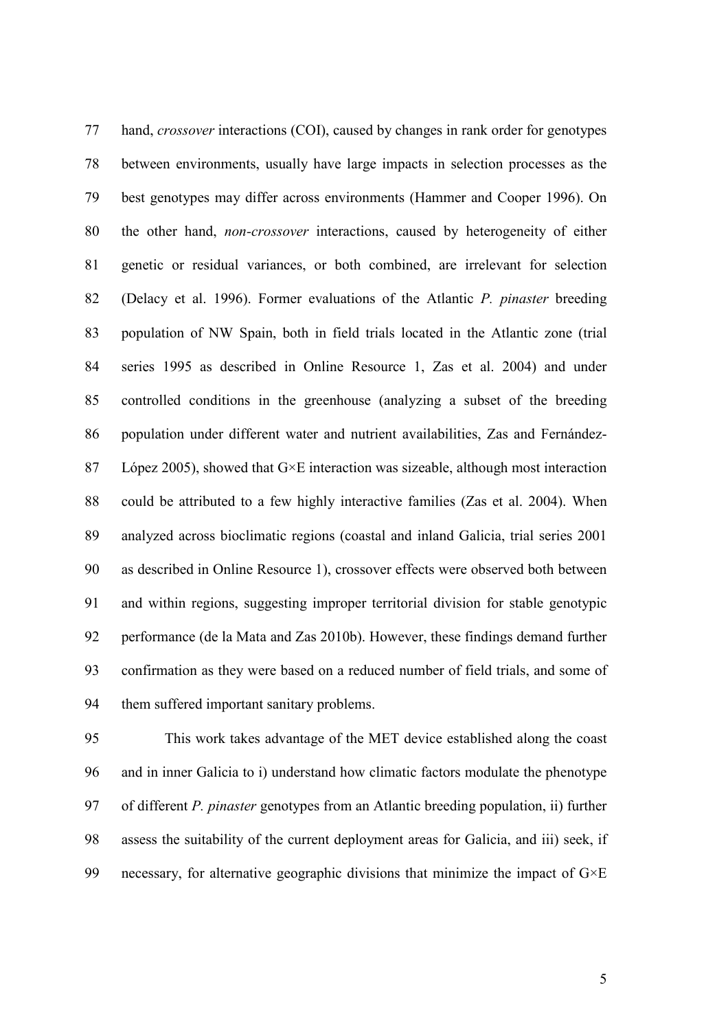hand, *crossover* interactions (COI), caused by changes in rank order for genotypes between environments, usually have large impacts in selection processes as the best genotypes may differ across environments (Hammer and Cooper 1996). On the other hand, *non-crossover* interactions, caused by heterogeneity of either genetic or residual variances, or both combined, are irrelevant for selection (Delacy et al. 1996). Former evaluations of the Atlantic *P. pinaster* breeding population of NW Spain, both in field trials located in the Atlantic zone (trial series 1995 as described in Online Resource 1, Zas et al. 2004) and under controlled conditions in the greenhouse (analyzing a subset of the breeding population under different water and nutrient availabilities, Zas and Fernández-López 2005), showed that G×E interaction was sizeable, although most interaction could be attributed to a few highly interactive families (Zas et al. 2004). When analyzed across bioclimatic regions (coastal and inland Galicia, trial series 2001 as described in Online Resource 1), crossover effects were observed both between and within regions, suggesting improper territorial division for stable genotypic performance (de la Mata and Zas 2010b). However, these findings demand further confirmation as they were based on a reduced number of field trials, and some of them suffered important sanitary problems.

This work takes advantage of the MET device established along the coast and in inner Galicia to i) understand how climatic factors modulate the phenotype of different *P. pinaster* genotypes from an Atlantic breeding population, ii) further assess the suitability of the current deployment areas for Galicia, and iii) seek, if necessary, for alternative geographic divisions that minimize the impact of G×E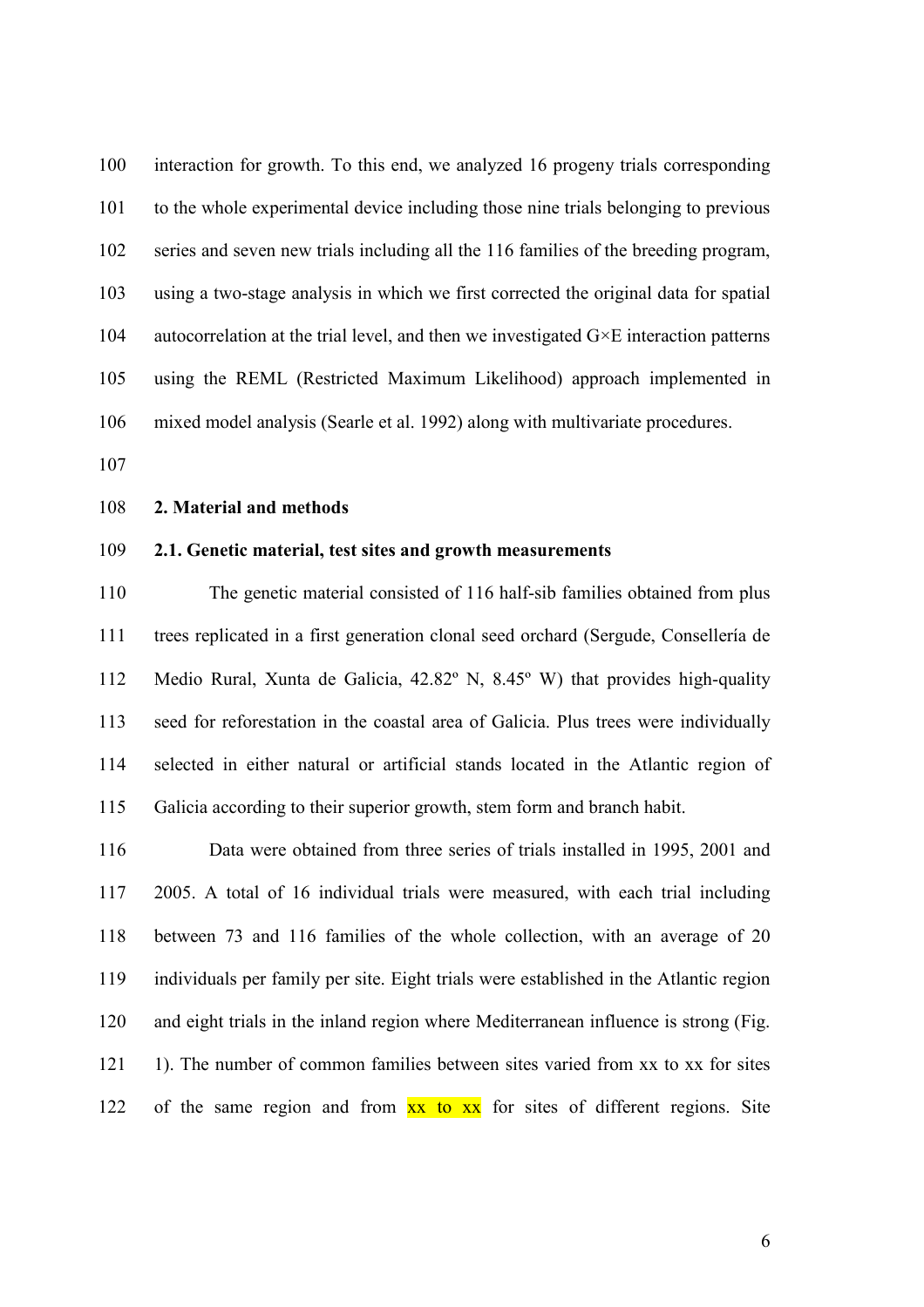interaction for growth. To this end, we analyzed 16 progeny trials corresponding to the whole experimental device including those nine trials belonging to previous series and seven new trials including all the 116 families of the breeding program, using a two-stage analysis in which we first corrected the original data for spatial autocorrelation at the trial level, and then we investigated G×E interaction patterns using the REML (Restricted Maximum Likelihood) approach implemented in mixed model analysis (Searle et al. 1992) along with multivariate procedures.

## 2. Material and methods

### 2.1. Genetic material, test sites and growth measurements

The genetic material consisted of 116 half-sib families obtained from plus trees replicated in a first generation clonal seed orchard (Sergude, Consellería de Medio Rural, Xunta de Galicia, 42.82º N, 8.45º W) that provides high-quality seed for reforestation in the coastal area of Galicia. Plus trees were individually selected in either natural or artificial stands located in the Atlantic region of Galicia according to their superior growth, stem form and branch habit.

Data were obtained from three series of trials installed in 1995, 2001 and 2005. A total of 16 individual trials were measured, with each trial including between 73 and 116 families of the whole collection, with an average of 20 individuals per family per site. Eight trials were established in the Atlantic region and eight trials in the inland region where Mediterranean influence is strong (Fig. 1). The number of common families between sites varied from xx to xx for sites of the same region and from xx to xx for sites of different regions. Site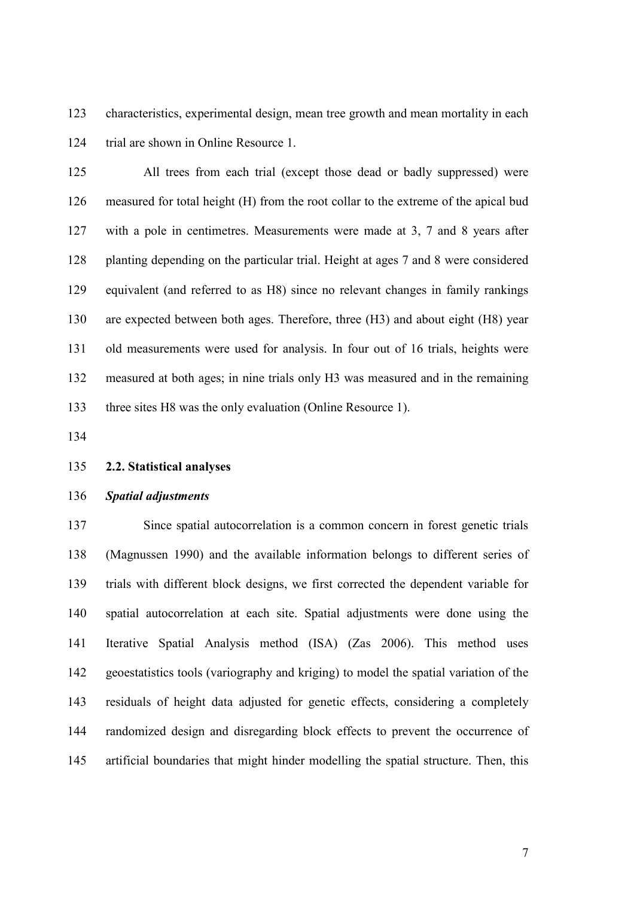characteristics, experimental design, mean tree growth and mean mortality in each trial are shown in Online Resource 1.

All trees from each trial (except those dead or badly suppressed) were measured for total height (H) from the root collar to the extreme of the apical bud with a pole in centimetres. Measurements were made at 3, 7 and 8 years after planting depending on the particular trial. Height at ages 7 and 8 were considered equivalent (and referred to as H8) since no relevant changes in family rankings are expected between both ages. Therefore, three (H3) and about eight (H8) year old measurements were used for analysis. In four out of 16 trials, heights were measured at both ages; in nine trials only H3 was measured and in the remaining three sites H8 was the only evaluation (Online Resource 1).

### 2.2. Statistical analyses

***Spatial adjustments***

Since spatial autocorrelation is a common concern in forest genetic trials (Magnussen 1990) and the available information belongs to different series of trials with different block designs, we first corrected the dependent variable for spatial autocorrelation at each site. Spatial adjustments were done using the Iterative Spatial Analysis method (ISA) (Zas 2006). This method uses geoestatistics tools (variography and kriging) to model the spatial variation of the residuals of height data adjusted for genetic effects, considering a completely randomized design and disregarding block effects to prevent the occurrence of artificial boundaries that might hinder modelling the spatial structure. Then, this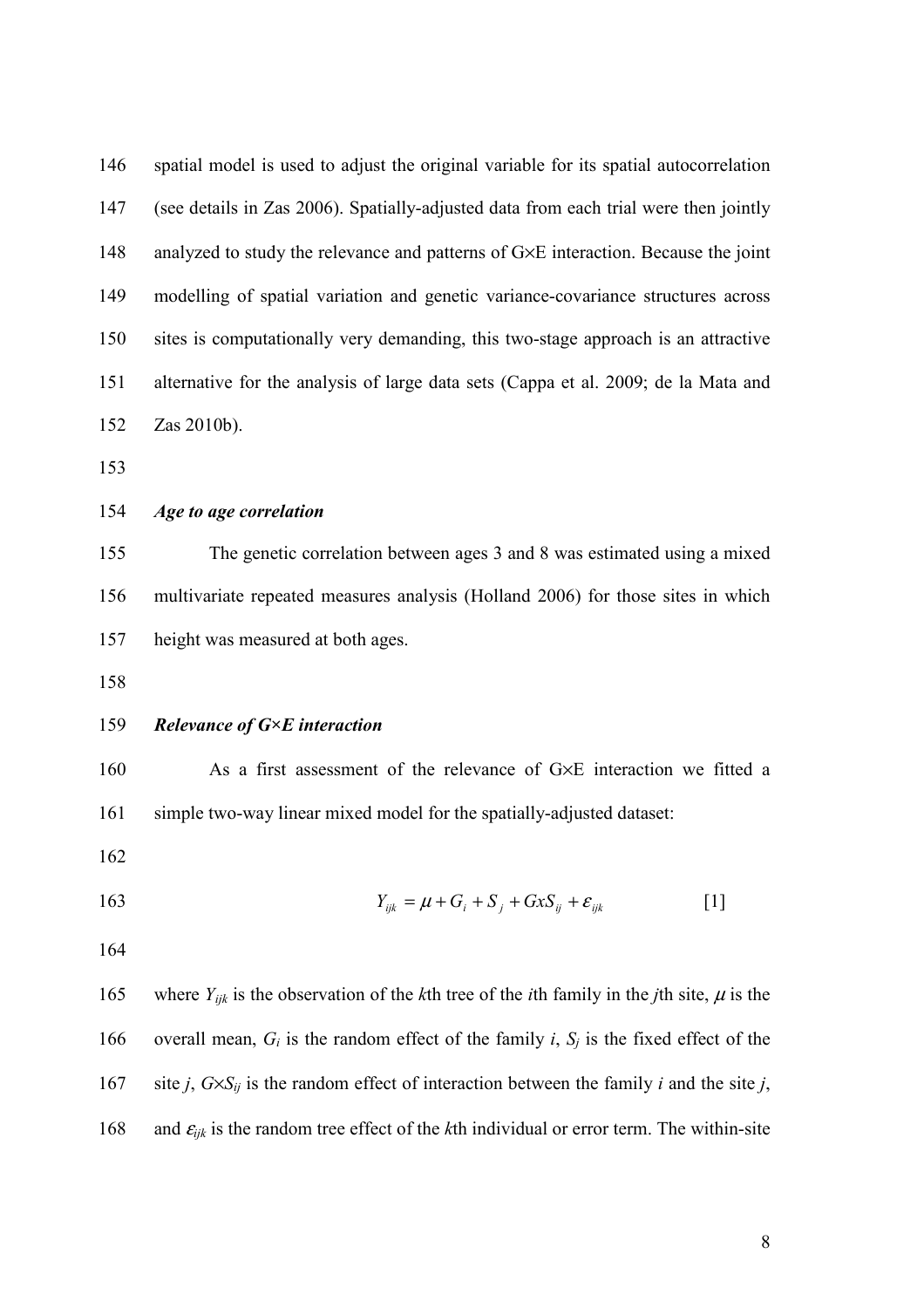spatial model is used to adjust the original variable for its spatial autocorrelation (see details in Zas 2006). Spatially-adjusted data from each trial were then jointly analyzed to study the relevance and patterns of G×E interaction. Because the joint modelling of spatial variation and genetic variance-covariance structures across sites is computationally very demanding, this two-stage approach is an attractive alternative for the analysis of large data sets (Cappa et al. 2009; de la Mata and Zas 2010b).

***Age to age correlation***

The genetic correlation between ages 3 and 8 was estimated using a mixed multivariate repeated measures analysis (Holland 2006) for those sites in which height was measured at both ages.

***Relevance of G×E interaction***

As a first assessment of the relevance of G×E interaction we fitted a simple two-way linear mixed model for the spatially-adjusted dataset:

$$Y_{ijk} = \mu + G_i + S_j + GxS_{ij} + \varepsilon_{ijk} \qquad [1]$$

where $Y_{ijk}$ is the observation of the $k$th tree of the $i$th family in the $j$th site, $\mu$ is the overall mean, $G_i$ is the random effect of the family $i$, $S_j$ is the fixed effect of the site $j$, $G{\times}S_{ij}$ is the random effect of interaction between the family $i$ and the site $j$, and $\varepsilon_{ijk}$ is the random tree effect of the $k$th individual or error term. The within-site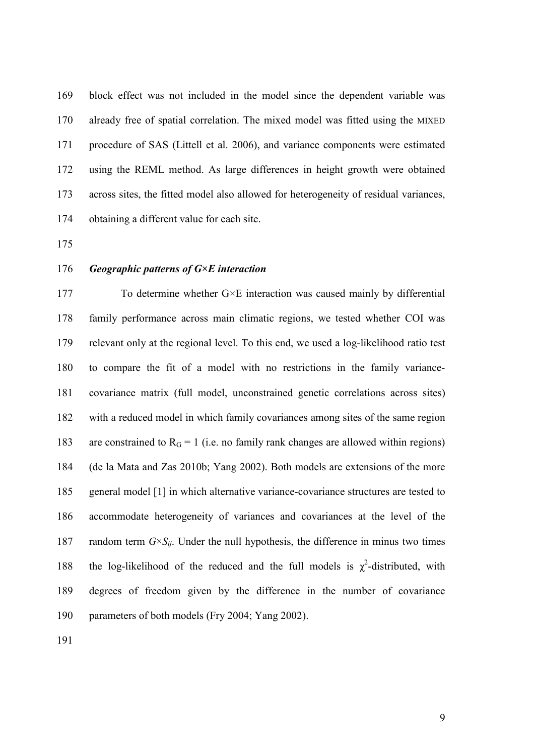block effect was not included in the model since the dependent variable was already free of spatial correlation. The mixed model was fitted using the MIXED procedure of SAS (Littell et al. 2006), and variance components were estimated using the REML method. As large differences in height growth were obtained across sites, the fitted model also allowed for heterogeneity of residual variances, obtaining a different value for each site.

### *Geographic patterns of G×E interaction*

To determine whether G×E interaction was caused mainly by differential family performance across main climatic regions, we tested whether COI was relevant only at the regional level. To this end, we used a log-likelihood ratio test to compare the fit of a model with no restrictions in the family variance-covariance matrix (full model, unconstrained genetic correlations across sites) with a reduced model in which family covariances among sites of the same region are constrained to $R_G = 1$ (i.e. no family rank changes are allowed within regions) (de la Mata and Zas 2010b; Yang 2002). Both models are extensions of the more general model [1] in which alternative variance-covariance structures are tested to accommodate heterogeneity of variances and covariances at the level of the random term $G \times S_{ij}$. Under the null hypothesis, the difference in minus two times the log-likelihood of the reduced and the full models is $\chi^2$-distributed, with degrees of freedom given by the difference in the number of covariance parameters of both models (Fry 2004; Yang 2002).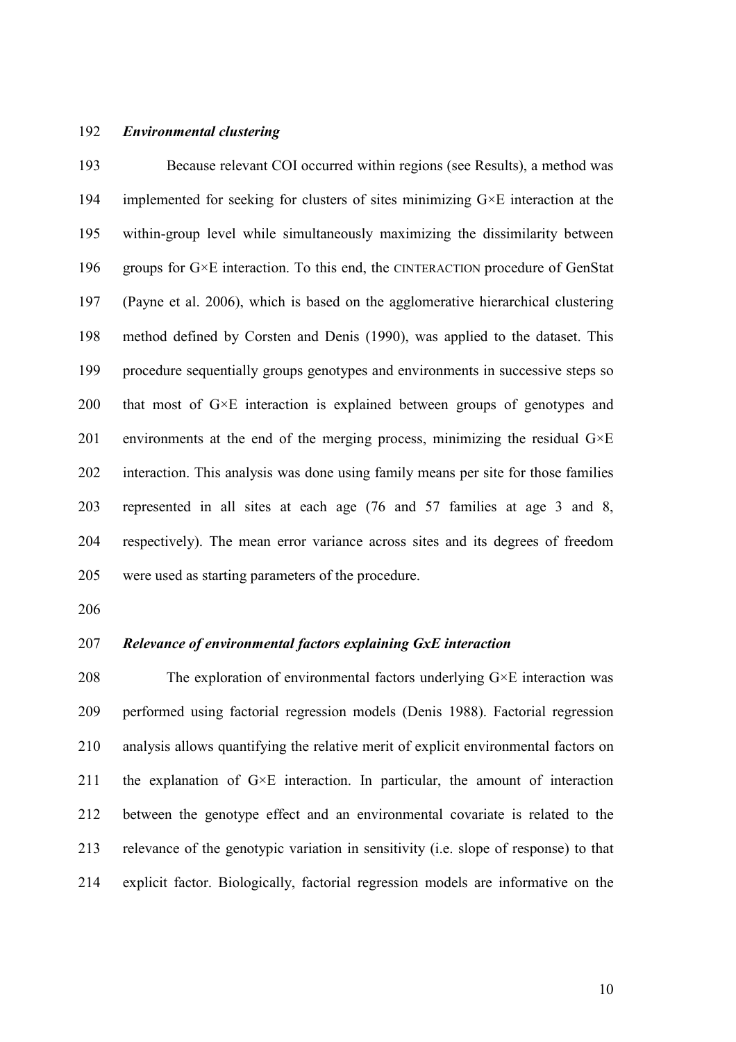### *Environmental clustering*

Because relevant COI occurred within regions (see Results), a method was implemented for seeking for clusters of sites minimizing G×E interaction at the within-group level while simultaneously maximizing the dissimilarity between groups for G×E interaction. To this end, the CINTERACTION procedure of GenStat (Payne et al. 2006), which is based on the agglomerative hierarchical clustering method defined by Corsten and Denis (1990), was applied to the dataset. This procedure sequentially groups genotypes and environments in successive steps so that most of G×E interaction is explained between groups of genotypes and environments at the end of the merging process, minimizing the residual G×E interaction. This analysis was done using family means per site for those families represented in all sites at each age (76 and 57 families at age 3 and 8, respectively). The mean error variance across sites and its degrees of freedom were used as starting parameters of the procedure.

### *Relevance of environmental factors explaining GxE interaction*

The exploration of environmental factors underlying G×E interaction was performed using factorial regression models (Denis 1988). Factorial regression analysis allows quantifying the relative merit of explicit environmental factors on the explanation of G×E interaction. In particular, the amount of interaction between the genotype effect and an environmental covariate is related to the relevance of the genotypic variation in sensitivity (i.e. slope of response) to that explicit factor. Biologically, factorial regression models are informative on the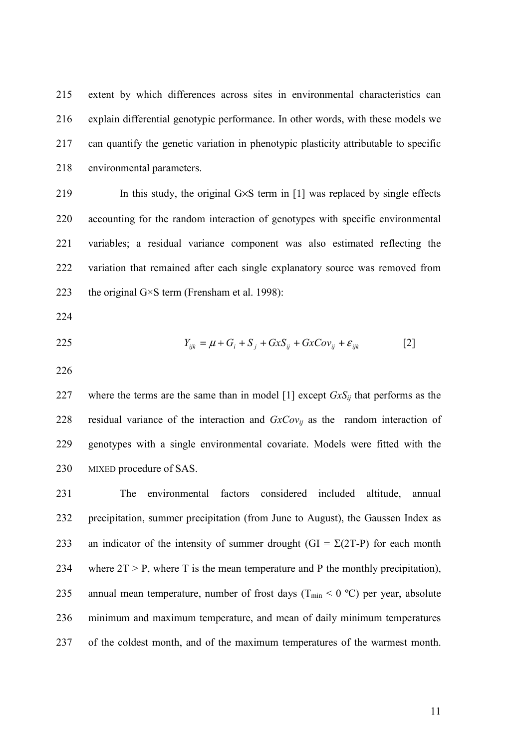extent by which differences across sites in environmental characteristics can explain differential genotypic performance. In other words, with these models we can quantify the genetic variation in phenotypic plasticity attributable to specific environmental parameters.

In this study, the original G×S term in [1] was replaced by single effects accounting for the random interaction of genotypes with specific environmental variables; a residual variance component was also estimated reflecting the variation that remained after each single explanatory source was removed from the original G×S term (Frensham et al. 1998):

$$Y_{ijk} = \mu + G_i + S_j + GxS_{ij} + GxCov_{ij} + \varepsilon_{ijk} \qquad [2]$$

where the terms are the same than in model [1] except $GxS_{ij}$ that performs as the residual variance of the interaction and $GxCov_{ij}$ as the random interaction of genotypes with a single environmental covariate. Models were fitted with the MIXED procedure of SAS.

The environmental factors considered included altitude, annual precipitation, summer precipitation (from June to August), the Gaussen Index as an indicator of the intensity of summer drought (GI = $\Sigma$(2T-P) for each month where 2T > P, where T is the mean temperature and P the monthly precipitation), annual mean temperature, number of frost days ($T_{min}$ < 0 ºC) per year, absolute minimum and maximum temperature, and mean of daily minimum temperatures of the coldest month, and of the maximum temperatures of the warmest month.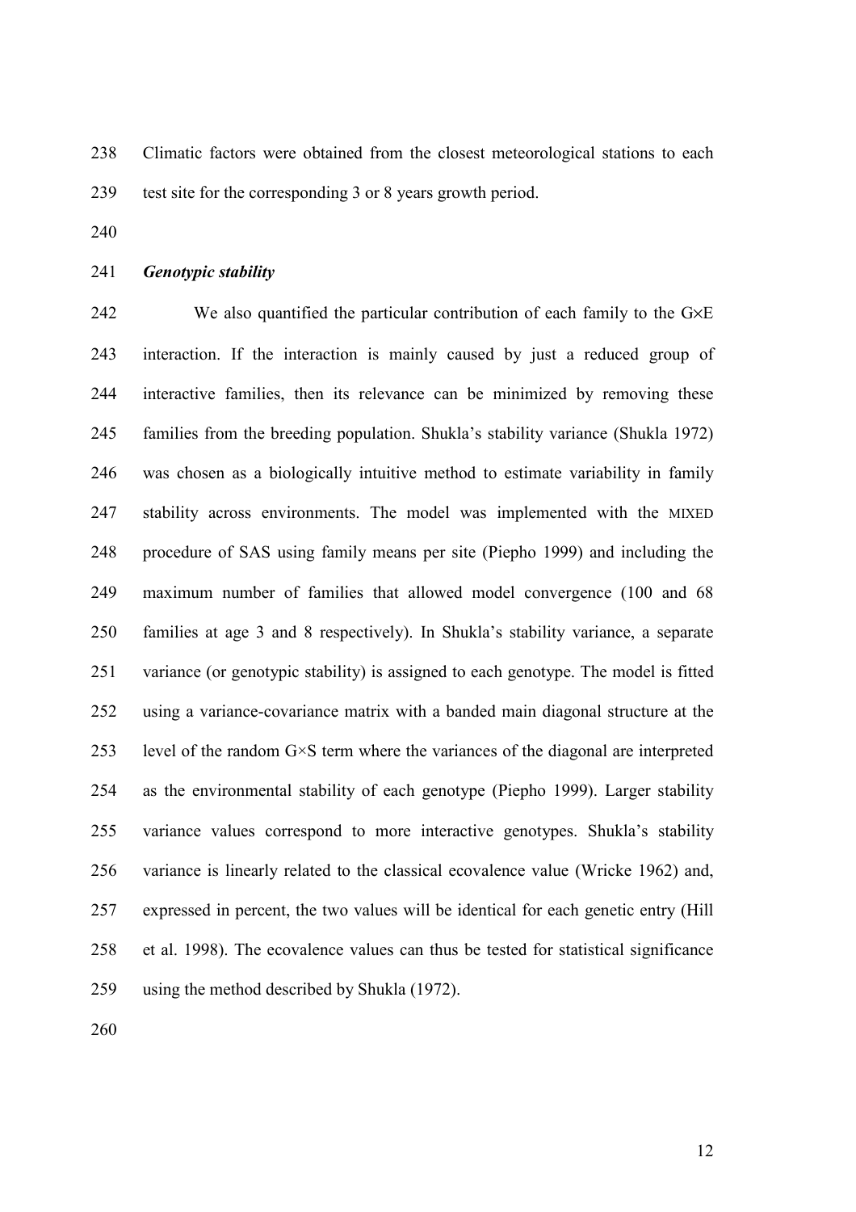Climatic factors were obtained from the closest meteorological stations to each test site for the corresponding 3 or 8 years growth period.

### *Genotypic stability*

We also quantified the particular contribution of each family to the G×E interaction. If the interaction is mainly caused by just a reduced group of interactive families, then its relevance can be minimized by removing these families from the breeding population. Shukla's stability variance (Shukla 1972) was chosen as a biologically intuitive method to estimate variability in family stability across environments. The model was implemented with the MIXED procedure of SAS using family means per site (Piepho 1999) and including the maximum number of families that allowed model convergence (100 and 68 families at age 3 and 8 respectively). In Shukla's stability variance, a separate variance (or genotypic stability) is assigned to each genotype. The model is fitted using a variance-covariance matrix with a banded main diagonal structure at the level of the random G×S term where the variances of the diagonal are interpreted as the environmental stability of each genotype (Piepho 1999). Larger stability variance values correspond to more interactive genotypes. Shukla's stability variance is linearly related to the classical ecovalence value (Wricke 1962) and, expressed in percent, the two values will be identical for each genetic entry (Hill et al. 1998). The ecovalence values can thus be tested for statistical significance using the method described by Shukla (1972).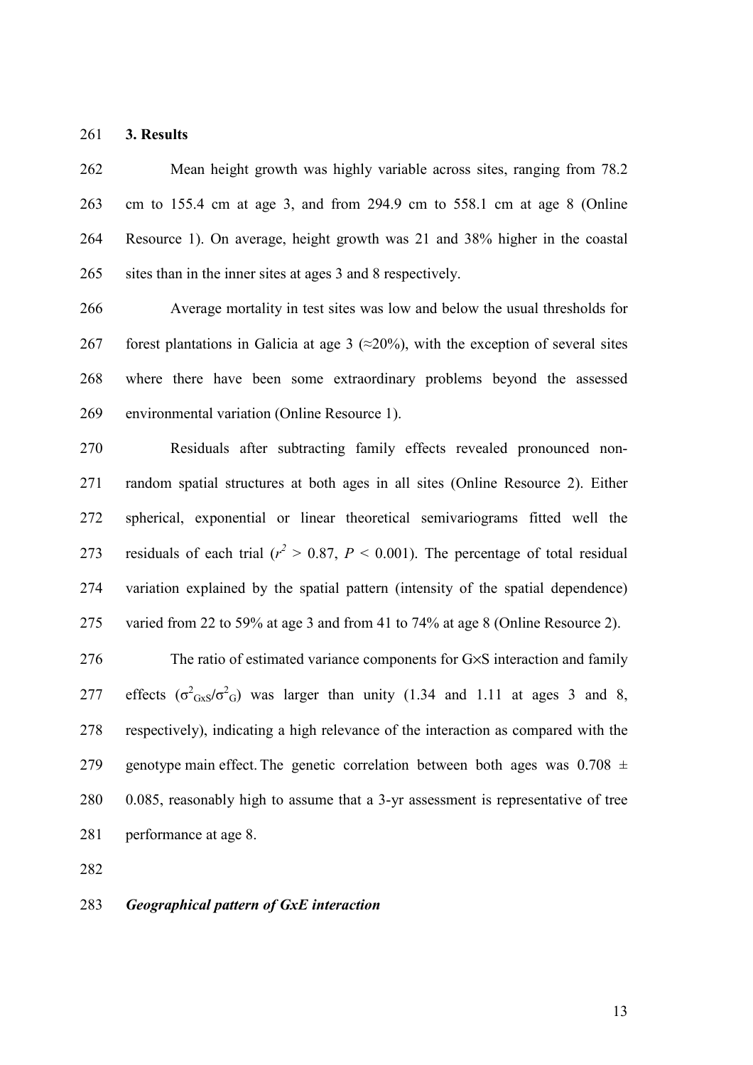## 3. Results

Mean height growth was highly variable across sites, ranging from 78.2 cm to 155.4 cm at age 3, and from 294.9 cm to 558.1 cm at age 8 (Online Resource 1). On average, height growth was 21 and 38% higher in the coastal sites than in the inner sites at ages 3 and 8 respectively.

Average mortality in test sites was low and below the usual thresholds for forest plantations in Galicia at age 3 (≈20%), with the exception of several sites where there have been some extraordinary problems beyond the assessed environmental variation (Online Resource 1).

Residuals after subtracting family effects revealed pronounced non-random spatial structures at both ages in all sites (Online Resource 2). Either spherical, exponential or linear theoretical semivariograms fitted well the residuals of each trial ($r^2 > 0.87$, $P < 0.001$). The percentage of total residual variation explained by the spatial pattern (intensity of the spatial dependence) varied from 22 to 59% at age 3 and from 41 to 74% at age 8 (Online Resource 2).

The ratio of estimated variance components for G×S interaction and family effects ($\sigma^2_{GxS}/\sigma^2_{G}$) was larger than unity (1.34 and 1.11 at ages 3 and 8, respectively), indicating a high relevance of the interaction as compared with the genotype main effect. The genetic correlation between both ages was 0.708 ± 0.085, reasonably high to assume that a 3-yr assessment is representative of tree performance at age 8.

### *Geographical pattern of GxE interaction*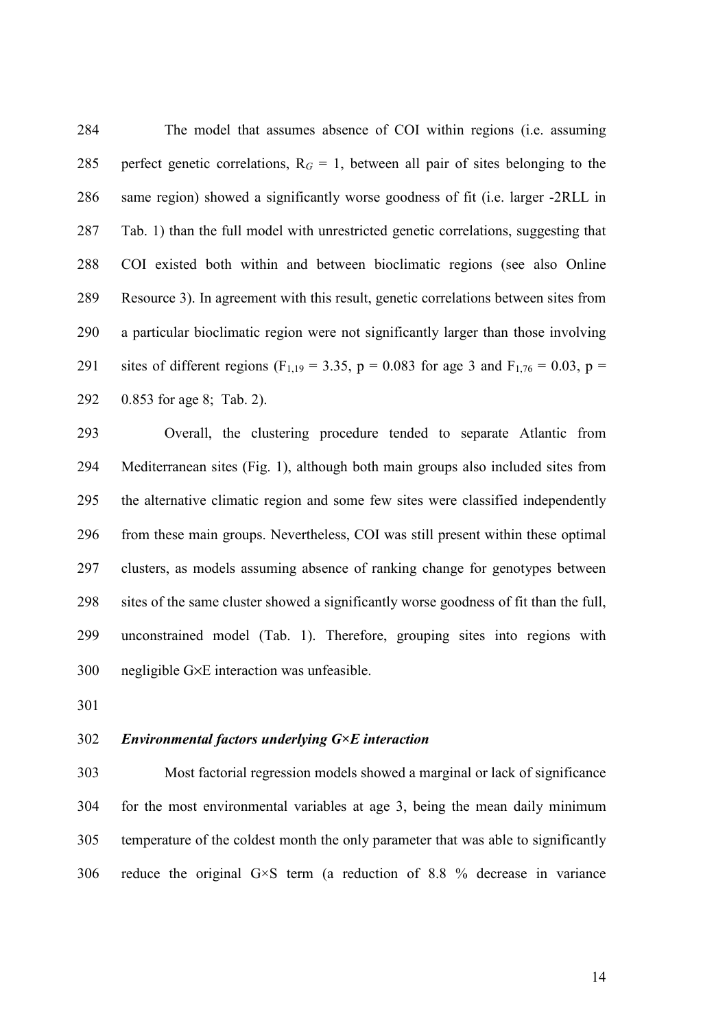The model that assumes absence of COI within regions (i.e. assuming perfect genetic correlations, $R_G = 1$, between all pair of sites belonging to the same region) showed a significantly worse goodness of fit (i.e. larger -2RLL in Tab. 1) than the full model with unrestricted genetic correlations, suggesting that COI existed both within and between bioclimatic regions (see also Online Resource 3). In agreement with this result, genetic correlations between sites from a particular bioclimatic region were not significantly larger than those involving sites of different regions ($F_{1,19} = 3.35$, $p = 0.083$ for age 3 and $F_{1,76} = 0.03$, $p = 0.853$ for age 8; Tab. 2).

Overall, the clustering procedure tended to separate Atlantic from Mediterranean sites (Fig. 1), although both main groups also included sites from the alternative climatic region and some few sites were classified independently from these main groups. Nevertheless, COI was still present within these optimal clusters, as models assuming absence of ranking change for genotypes between sites of the same cluster showed a significantly worse goodness of fit than the full, unconstrained model (Tab. 1). Therefore, grouping sites into regions with negligible G×E interaction was unfeasible.

### *Environmental factors underlying G×E interaction*

Most factorial regression models showed a marginal or lack of significance for the most environmental variables at age 3, being the mean daily minimum temperature of the coldest month the only parameter that was able to significantly reduce the original G×S term (a reduction of 8.8 % decrease in variance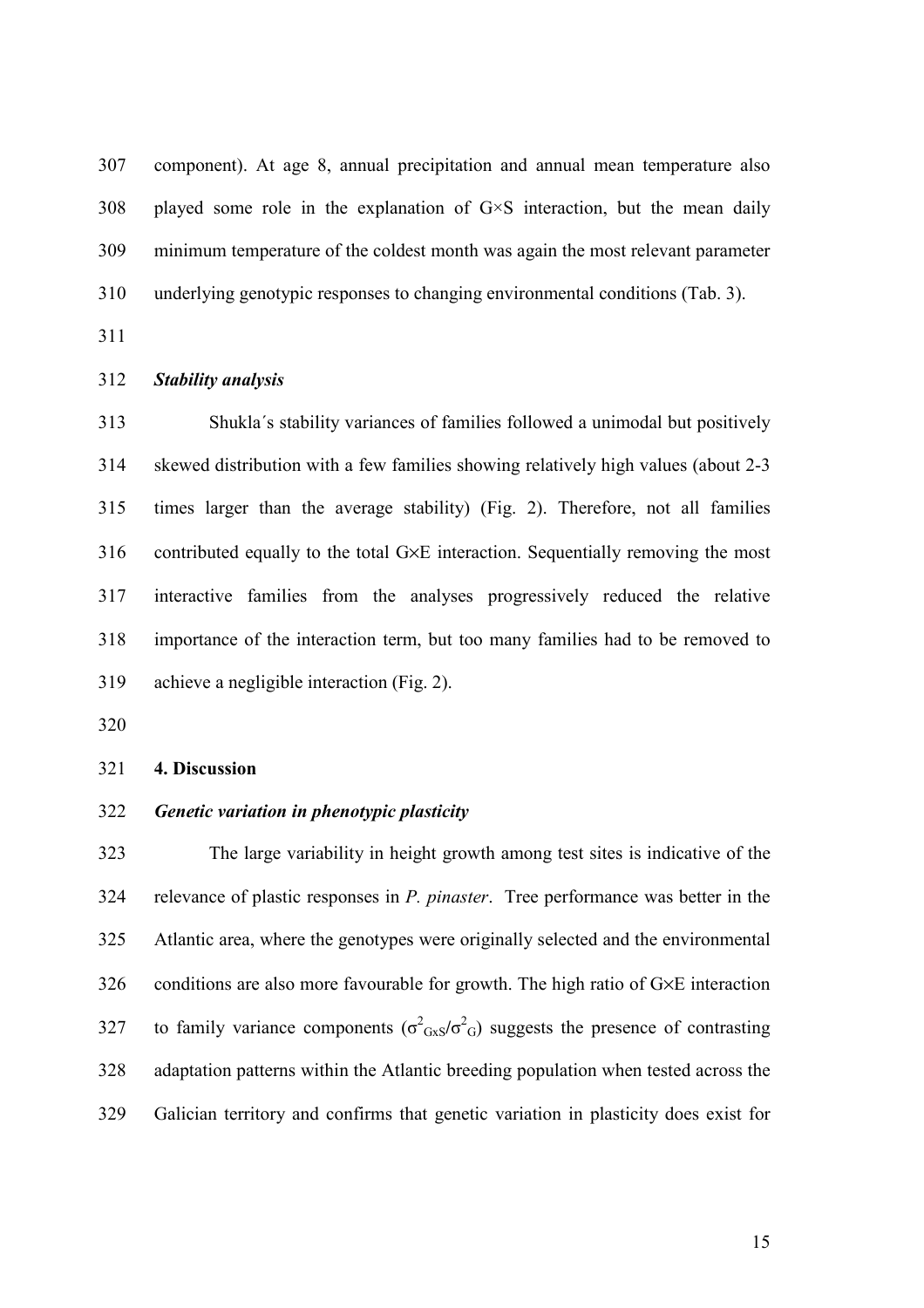component). At age 8, annual precipitation and annual mean temperature also played some role in the explanation of G×S interaction, but the mean daily minimum temperature of the coldest month was again the most relevant parameter underlying genotypic responses to changing environmental conditions (Tab. 3).

### *Stability analysis*

Shukla´s stability variances of families followed a unimodal but positively skewed distribution with a few families showing relatively high values (about 2-3 times larger than the average stability) (Fig. 2). Therefore, not all families contributed equally to the total G×E interaction. Sequentially removing the most interactive families from the analyses progressively reduced the relative importance of the interaction term, but too many families had to be removed to achieve a negligible interaction (Fig. 2).

## 4. Discussion

### *Genetic variation in phenotypic plasticity*

The large variability in height growth among test sites is indicative of the relevance of plastic responses in *P. pinaster*. Tree performance was better in the Atlantic area, where the genotypes were originally selected and the environmental conditions are also more favourable for growth. The high ratio of G×E interaction to family variance components ($\sigma^2_{GxS}/\sigma^2_{G}$) suggests the presence of contrasting adaptation patterns within the Atlantic breeding population when tested across the Galician territory and confirms that genetic variation in plasticity does exist for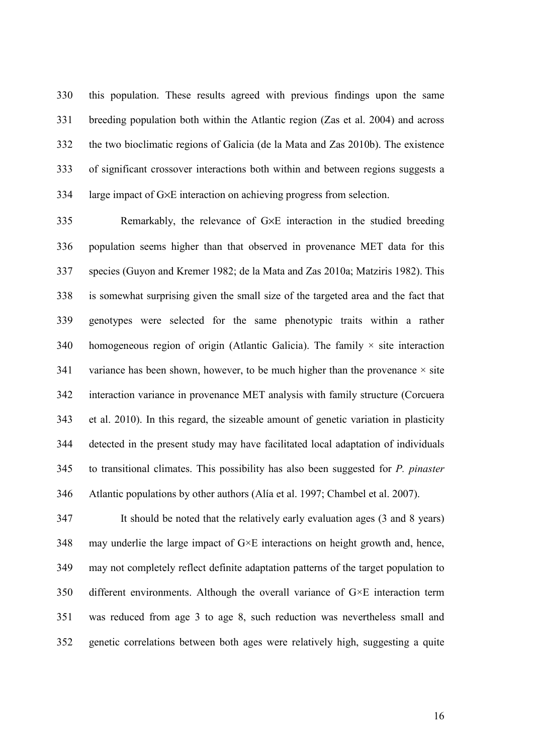this population. These results agreed with previous findings upon the same breeding population both within the Atlantic region (Zas et al. 2004) and across the two bioclimatic regions of Galicia (de la Mata and Zas 2010b). The existence of significant crossover interactions both within and between regions suggests a large impact of G×E interaction on achieving progress from selection.

Remarkably, the relevance of G×E interaction in the studied breeding population seems higher than that observed in provenance MET data for this species (Guyon and Kremer 1982; de la Mata and Zas 2010a; Matziris 1982). This is somewhat surprising given the small size of the targeted area and the fact that genotypes were selected for the same phenotypic traits within a rather homogeneous region of origin (Atlantic Galicia). The family × site interaction variance has been shown, however, to be much higher than the provenance × site interaction variance in provenance MET analysis with family structure (Corcuera et al. 2010). In this regard, the sizeable amount of genetic variation in plasticity detected in the present study may have facilitated local adaptation of individuals to transitional climates. This possibility has also been suggested for *P. pinaster* Atlantic populations by other authors (Alía et al. 1997; Chambel et al. 2007).

It should be noted that the relatively early evaluation ages (3 and 8 years) may underlie the large impact of G×E interactions on height growth and, hence, may not completely reflect definite adaptation patterns of the target population to different environments. Although the overall variance of G×E interaction term was reduced from age 3 to age 8, such reduction was nevertheless small and genetic correlations between both ages were relatively high, suggesting a quite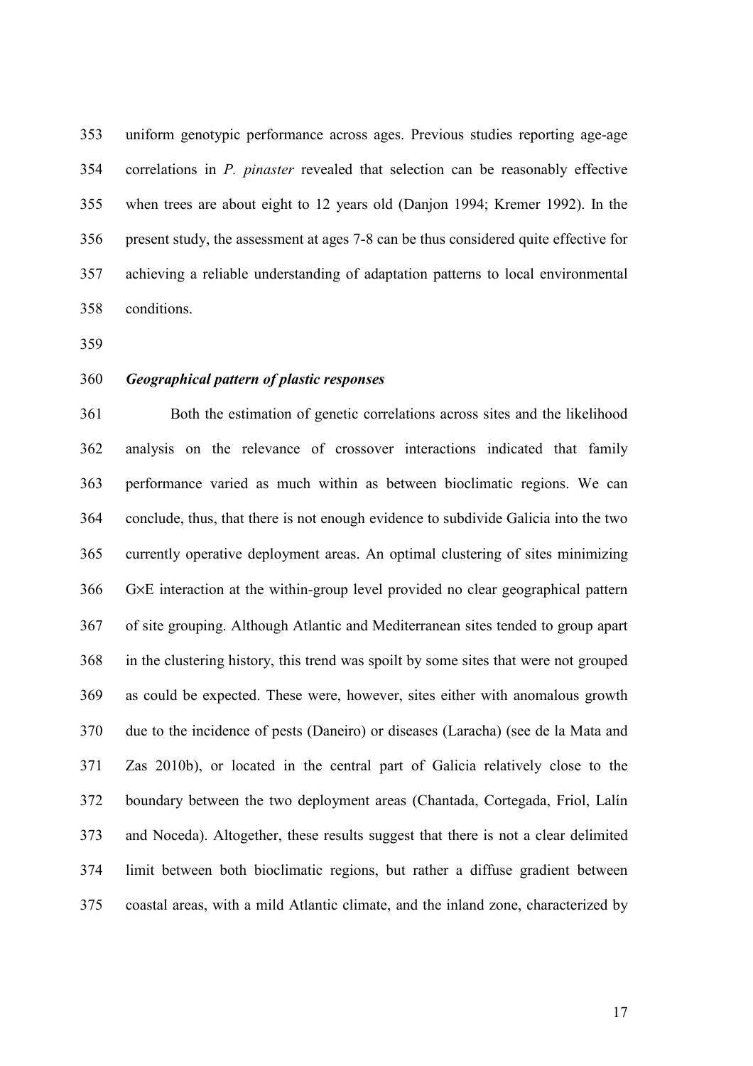uniform genotypic performance across ages. Previous studies reporting age-age correlations in *P. pinaster* revealed that selection can be reasonably effective when trees are about eight to 12 years old (Danjon 1994; Kremer 1992). In the present study, the assessment at ages 7-8 can be thus considered quite effective for achieving a reliable understanding of adaptation patterns to local environmental conditions.

### *Geographical pattern of plastic responses*

Both the estimation of genetic correlations across sites and the likelihood analysis on the relevance of crossover interactions indicated that family performance varied as much within as between bioclimatic regions. We can conclude, thus, that there is not enough evidence to subdivide Galicia into the two currently operative deployment areas. An optimal clustering of sites minimizing G×E interaction at the within-group level provided no clear geographical pattern of site grouping. Although Atlantic and Mediterranean sites tended to group apart in the clustering history, this trend was spoilt by some sites that were not grouped as could be expected. These were, however, sites either with anomalous growth due to the incidence of pests (Daneiro) or diseases (Laracha) (see de la Mata and Zas 2010b), or located in the central part of Galicia relatively close to the boundary between the two deployment areas (Chantada, Cortegada, Friol, Lalín and Noceda). Altogether, these results suggest that there is not a clear delimited limit between both bioclimatic regions, but rather a diffuse gradient between coastal areas, with a mild Atlantic climate, and the inland zone, characterized by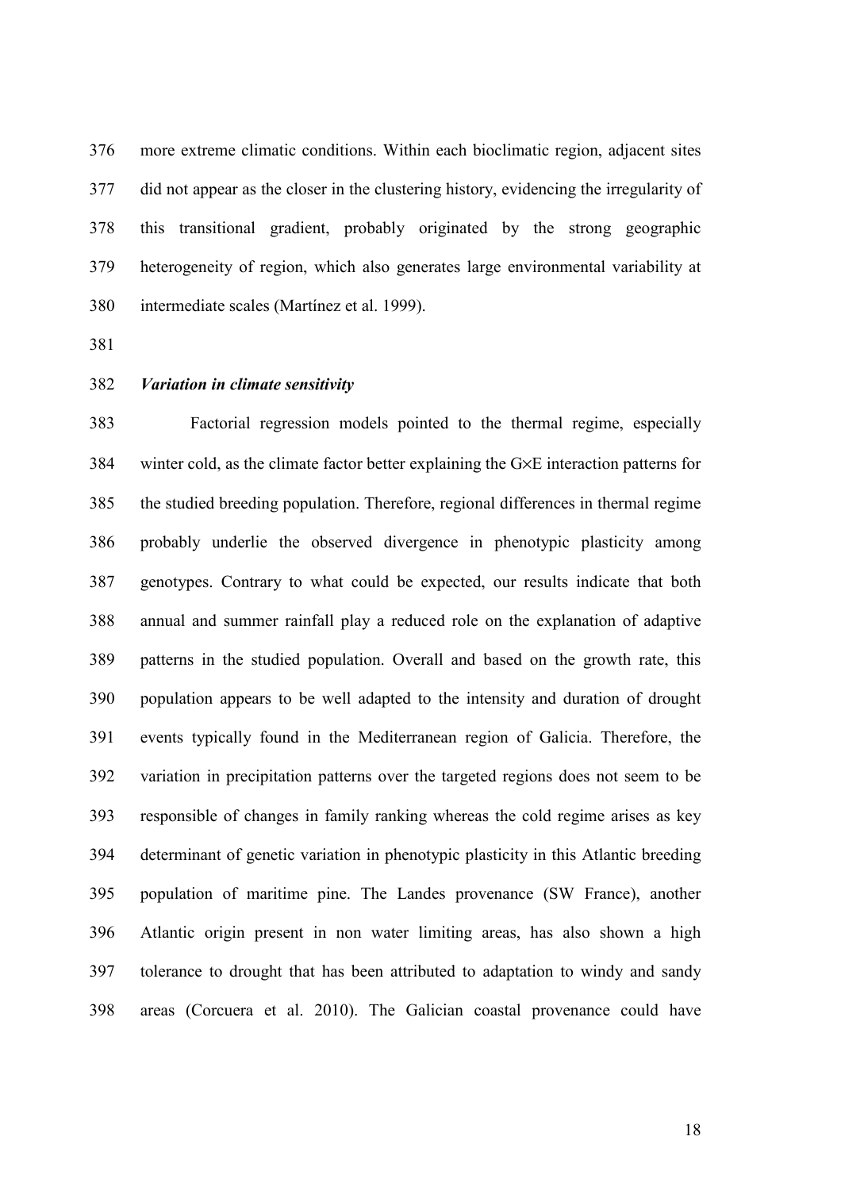more extreme climatic conditions. Within each bioclimatic region, adjacent sites did not appear as the closer in the clustering history, evidencing the irregularity of this transitional gradient, probably originated by the strong geographic heterogeneity of region, which also generates large environmental variability at intermediate scales (Martínez et al. 1999).

### *Variation in climate sensitivity*

Factorial regression models pointed to the thermal regime, especially winter cold, as the climate factor better explaining the G×E interaction patterns for the studied breeding population. Therefore, regional differences in thermal regime probably underlie the observed divergence in phenotypic plasticity among genotypes. Contrary to what could be expected, our results indicate that both annual and summer rainfall play a reduced role on the explanation of adaptive patterns in the studied population. Overall and based on the growth rate, this population appears to be well adapted to the intensity and duration of drought events typically found in the Mediterranean region of Galicia. Therefore, the variation in precipitation patterns over the targeted regions does not seem to be responsible of changes in family ranking whereas the cold regime arises as key determinant of genetic variation in phenotypic plasticity in this Atlantic breeding population of maritime pine. The Landes provenance (SW France), another Atlantic origin present in non water limiting areas, has also shown a high tolerance to drought that has been attributed to adaptation to windy and sandy areas (Corcuera et al. 2010). The Galician coastal provenance could have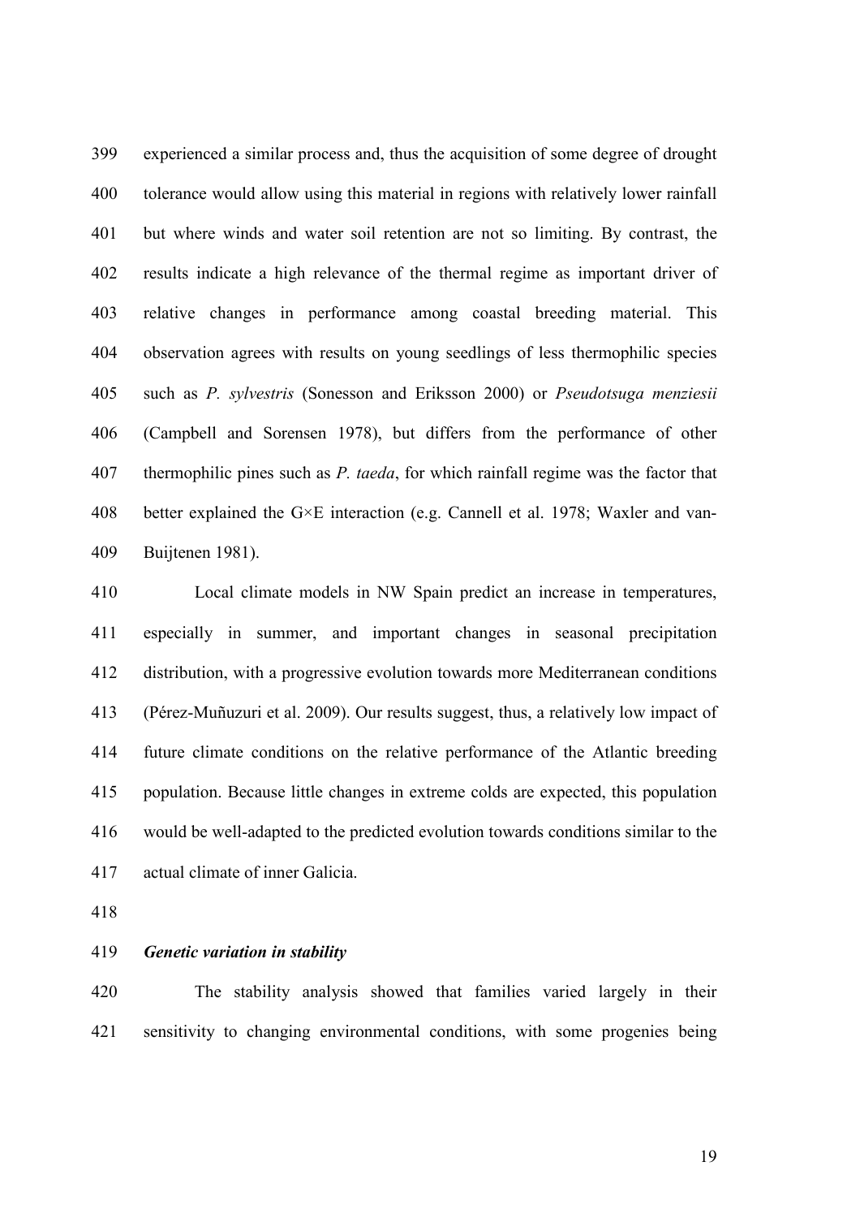experienced a similar process and, thus the acquisition of some degree of drought tolerance would allow using this material in regions with relatively lower rainfall but where winds and water soil retention are not so limiting. By contrast, the results indicate a high relevance of the thermal regime as important driver of relative changes in performance among coastal breeding material. This observation agrees with results on young seedlings of less thermophilic species such as *P. sylvestris* (Sonesson and Eriksson 2000) or *Pseudotsuga menziesii* (Campbell and Sorensen 1978), but differs from the performance of other thermophilic pines such as *P. taeda*, for which rainfall regime was the factor that better explained the G×E interaction (e.g. Cannell et al. 1978; Waxler and van-Buijtenen 1981).

Local climate models in NW Spain predict an increase in temperatures, especially in summer, and important changes in seasonal precipitation distribution, with a progressive evolution towards more Mediterranean conditions (Pérez-Muñuzuri et al. 2009). Our results suggest, thus, a relatively low impact of future climate conditions on the relative performance of the Atlantic breeding population. Because little changes in extreme colds are expected, this population would be well-adapted to the predicted evolution towards conditions similar to the actual climate of inner Galicia.

### *Genetic variation in stability*

The stability analysis showed that families varied largely in their sensitivity to changing environmental conditions, with some progenies being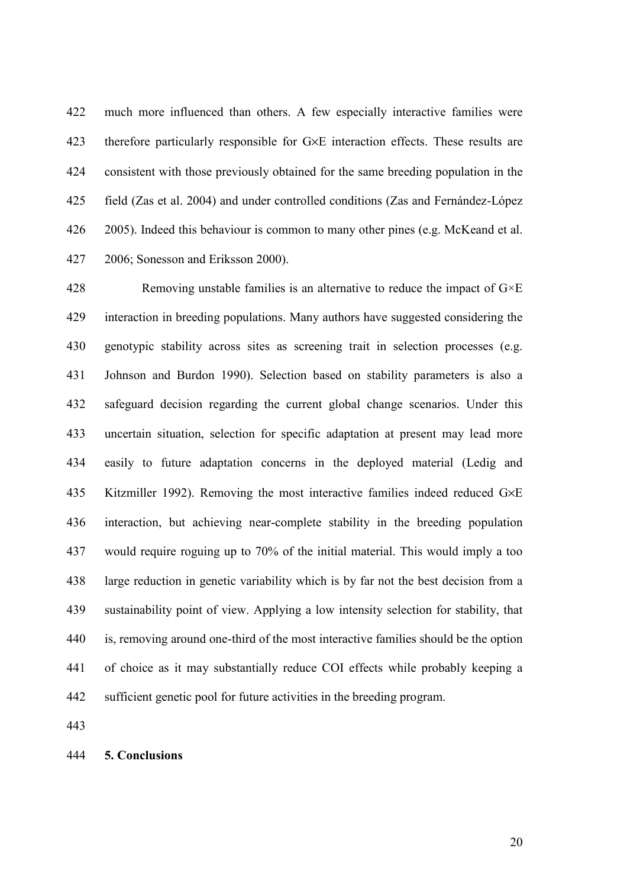much more influenced than others. A few especially interactive families were therefore particularly responsible for G×E interaction effects. These results are consistent with those previously obtained for the same breeding population in the field (Zas et al. 2004) and under controlled conditions (Zas and Fernández-López 2005). Indeed this behaviour is common to many other pines (e.g. McKeand et al. 2006; Sonesson and Eriksson 2000).

Removing unstable families is an alternative to reduce the impact of G×E interaction in breeding populations. Many authors have suggested considering the genotypic stability across sites as screening trait in selection processes (e.g. Johnson and Burdon 1990). Selection based on stability parameters is also a safeguard decision regarding the current global change scenarios. Under this uncertain situation, selection for specific adaptation at present may lead more easily to future adaptation concerns in the deployed material (Ledig and Kitzmiller 1992). Removing the most interactive families indeed reduced G×E interaction, but achieving near-complete stability in the breeding population would require roguing up to 70% of the initial material. This would imply a too large reduction in genetic variability which is by far not the best decision from a sustainability point of view. Applying a low intensity selection for stability, that is, removing around one-third of the most interactive families should be the option of choice as it may substantially reduce COI effects while probably keeping a sufficient genetic pool for future activities in the breeding program.

## 5. Conclusions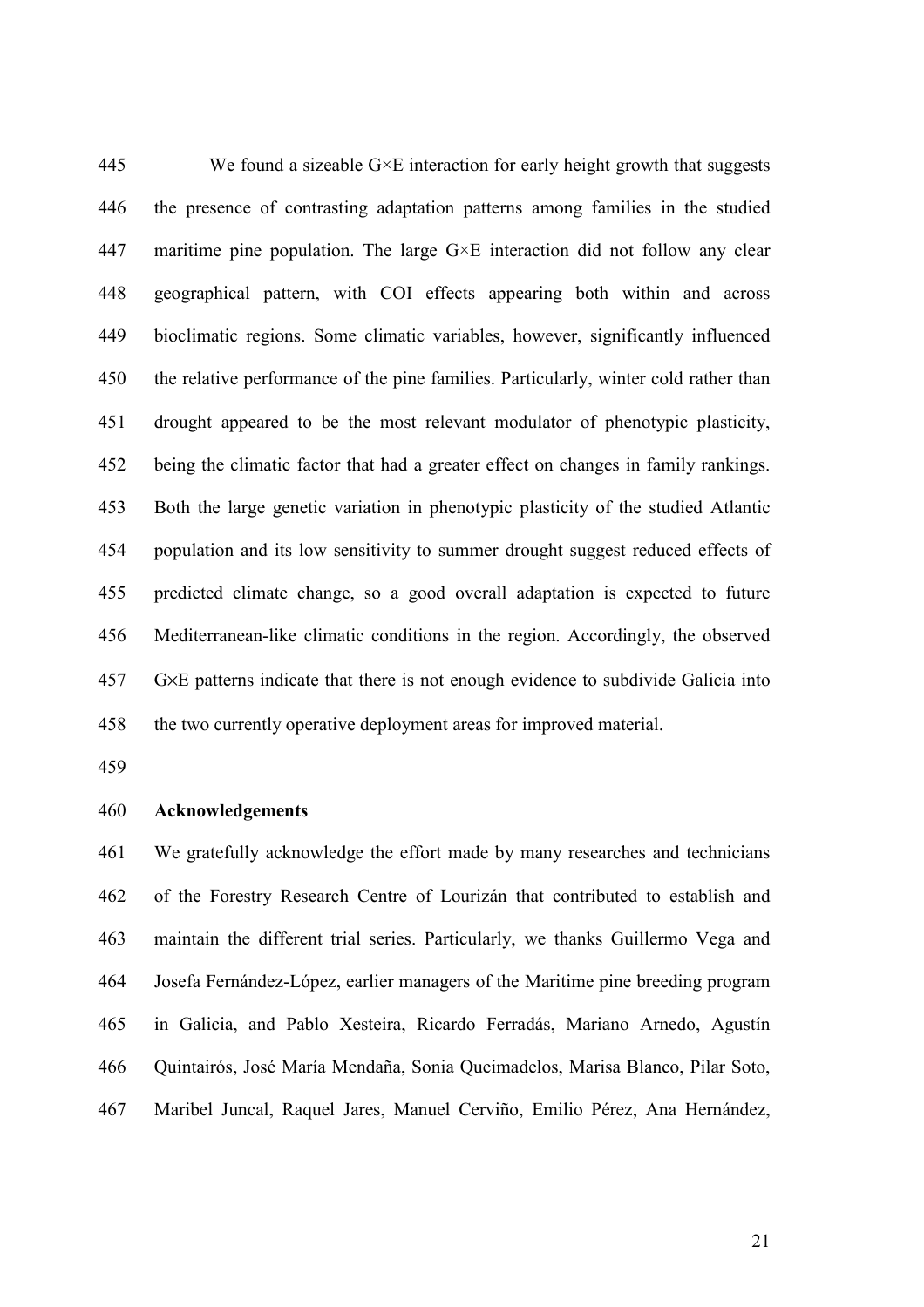We found a sizeable G×E interaction for early height growth that suggests the presence of contrasting adaptation patterns among families in the studied maritime pine population. The large G×E interaction did not follow any clear geographical pattern, with COI effects appearing both within and across bioclimatic regions. Some climatic variables, however, significantly influenced the relative performance of the pine families. Particularly, winter cold rather than drought appeared to be the most relevant modulator of phenotypic plasticity, being the climatic factor that had a greater effect on changes in family rankings. Both the large genetic variation in phenotypic plasticity of the studied Atlantic population and its low sensitivity to summer drought suggest reduced effects of predicted climate change, so a good overall adaptation is expected to future Mediterranean-like climatic conditions in the region. Accordingly, the observed G×E patterns indicate that there is not enough evidence to subdivide Galicia into the two currently operative deployment areas for improved material.

## Acknowledgements

We gratefully acknowledge the effort made by many researches and technicians of the Forestry Research Centre of Lourizán that contributed to establish and maintain the different trial series. Particularly, we thanks Guillermo Vega and Josefa Fernández-López, earlier managers of the Maritime pine breeding program in Galicia, and Pablo Xesteira, Ricardo Ferradás, Mariano Arnedo, Agustín Quintairós, José María Mendaña, Sonia Queimadelos, Marisa Blanco, Pilar Soto, Maribel Juncal, Raquel Jares, Manuel Cerviño, Emilio Pérez, Ana Hernández,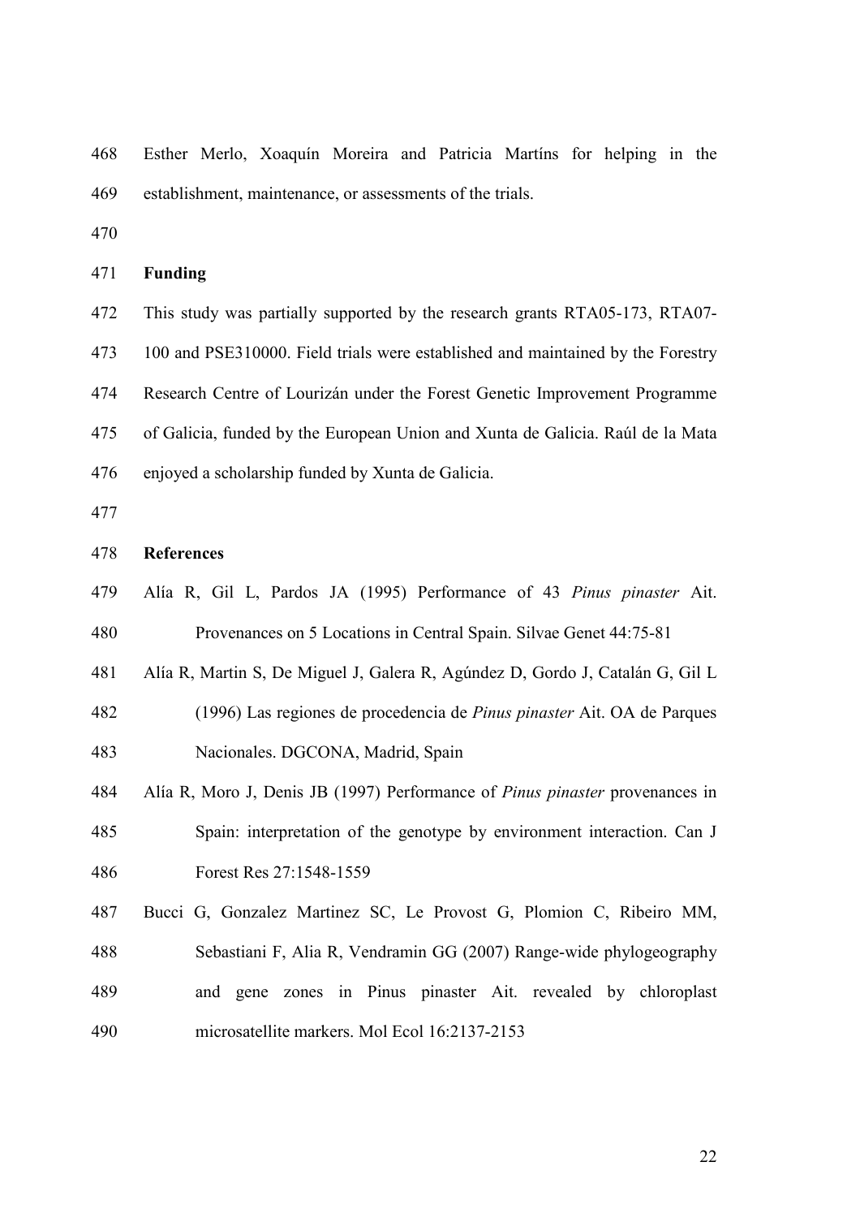Esther Merlo, Xoaquín Moreira and Patricia Martíns for helping in the establishment, maintenance, or assessments of the trials.

## Funding

This study was partially supported by the research grants RTA05-173, RTA07-100 and PSE310000. Field trials were established and maintained by the Forestry Research Centre of Lourizán under the Forest Genetic Improvement Programme of Galicia, funded by the European Union and Xunta de Galicia. Raúl de la Mata enjoyed a scholarship funded by Xunta de Galicia.

## References

Alía R, Gil L, Pardos JA (1995) Performance of 43 *Pinus pinaster* Ait. Provenances on 5 Locations in Central Spain. Silvae Genet 44:75-81

Alía R, Martin S, De Miguel J, Galera R, Agúndez D, Gordo J, Catalán G, Gil L (1996) Las regiones de procedencia de *Pinus pinaster* Ait. OA de Parques Nacionales. DGCONA, Madrid, Spain

Alía R, Moro J, Denis JB (1997) Performance of *Pinus pinaster* provenances in Spain: interpretation of the genotype by environment interaction. Can J Forest Res 27:1548-1559

Bucci G, Gonzalez Martinez SC, Le Provost G, Plomion C, Ribeiro MM, Sebastiani F, Alia R, Vendramin GG (2007) Range-wide phylogeography and gene zones in Pinus pinaster Ait. revealed by chloroplast microsatellite markers. Mol Ecol 16:2137-2153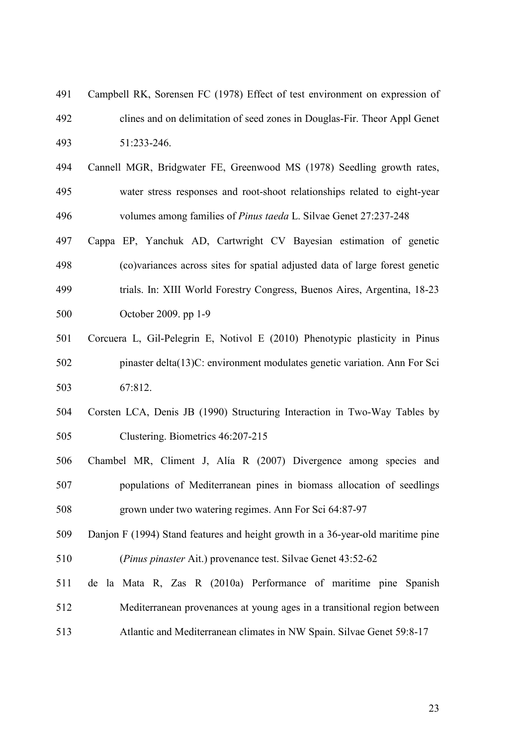Campbell RK, Sorensen FC (1978) Effect of test environment on expression of clines and on delimitation of seed zones in Douglas-Fir. Theor Appl Genet 51:233-246.

Cannell MGR, Bridgwater FE, Greenwood MS (1978) Seedling growth rates, water stress responses and root-shoot relationships related to eight-year volumes among families of *Pinus taeda* L. Silvae Genet 27:237-248

Cappa EP, Yanchuk AD, Cartwright CV Bayesian estimation of genetic (co)variances across sites for spatial adjusted data of large forest genetic trials. In: XIII World Forestry Congress, Buenos Aires, Argentina, 18-23 October 2009. pp 1-9

Corcuera L, Gil-Pelegrin E, Notivol E (2010) Phenotypic plasticity in Pinus pinaster delta(13)C: environment modulates genetic variation. Ann For Sci 67:812.

Corsten LCA, Denis JB (1990) Structuring Interaction in Two-Way Tables by Clustering. Biometrics 46:207-215

Chambel MR, Climent J, Alía R (2007) Divergence among species and populations of Mediterranean pines in biomass allocation of seedlings grown under two watering regimes. Ann For Sci 64:87-97

Danjon F (1994) Stand features and height growth in a 36-year-old maritime pine (*Pinus pinaster* Ait.) provenance test. Silvae Genet 43:52-62

de la Mata R, Zas R (2010a) Performance of maritime pine Spanish Mediterranean provenances at young ages in a transitional region between Atlantic and Mediterranean climates in NW Spain. Silvae Genet 59:8-17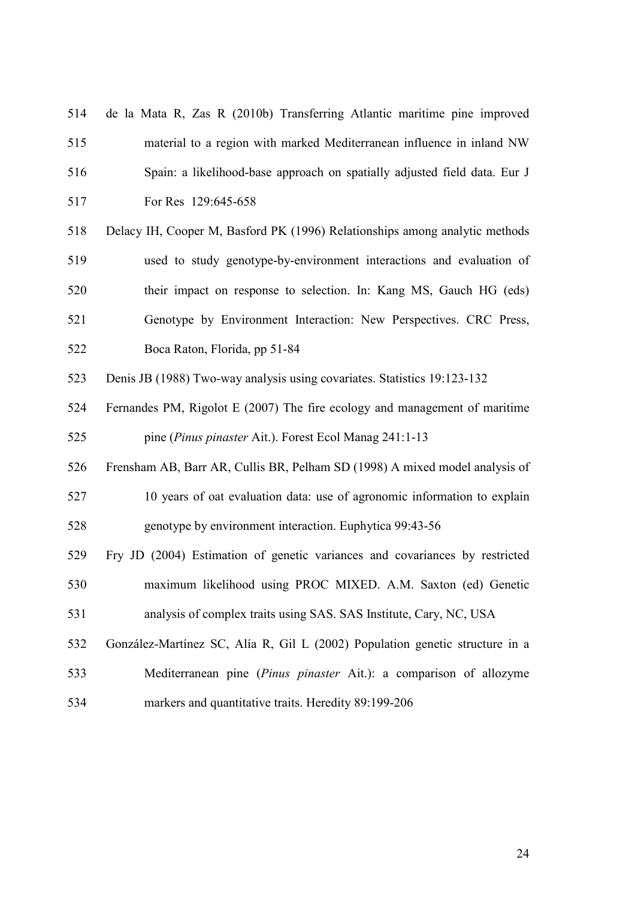de la Mata R, Zas R (2010b) Transferring Atlantic maritime pine improved material to a region with marked Mediterranean influence in inland NW Spain: a likelihood-base approach on spatially adjusted field data. Eur J For Res 129:645-658

Delacy IH, Cooper M, Basford PK (1996) Relationships among analytic methods used to study genotype-by-environment interactions and evaluation of their impact on response to selection. In: Kang MS, Gauch HG (eds) Genotype by Environment Interaction: New Perspectives. CRC Press, Boca Raton, Florida, pp 51-84

Denis JB (1988) Two-way analysis using covariates. Statistics 19:123-132

Fernandes PM, Rigolot E (2007) The fire ecology and management of maritime pine (*Pinus pinaster* Ait.). Forest Ecol Manag 241:1-13

Frensham AB, Barr AR, Cullis BR, Pelham SD (1998) A mixed model analysis of 10 years of oat evaluation data: use of agronomic information to explain genotype by environment interaction. Euphytica 99:43-56

Fry JD (2004) Estimation of genetic variances and covariances by restricted maximum likelihood using PROC MIXED. A.M. Saxton (ed) Genetic analysis of complex traits using SAS. SAS Institute, Cary, NC, USA

González-Martínez SC, Alía R, Gil L (2002) Population genetic structure in a Mediterranean pine (*Pinus pinaster* Ait.): a comparison of allozyme markers and quantitative traits. Heredity 89:199-206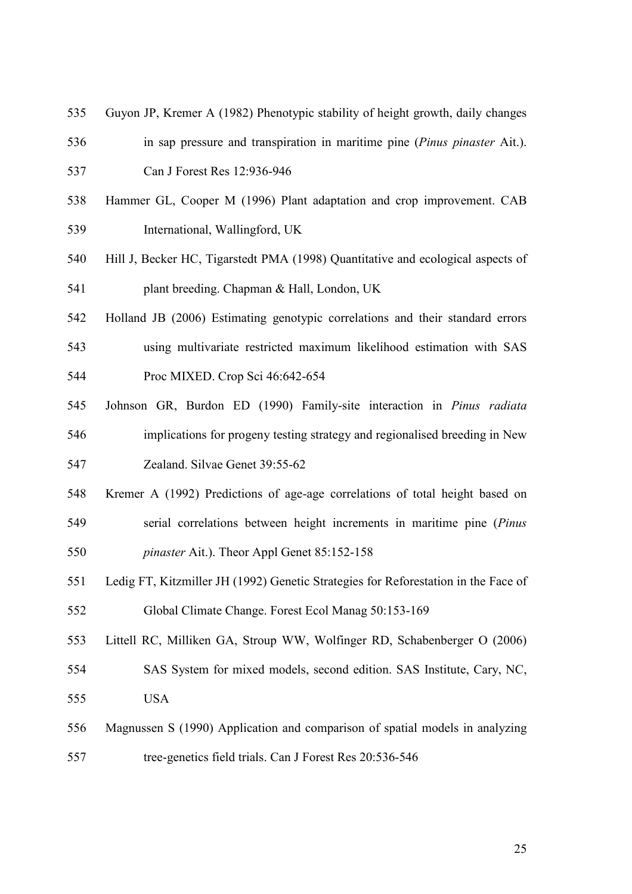Guyon JP, Kremer A (1982) Phenotypic stability of height growth, daily changes in sap pressure and transpiration in maritime pine (*Pinus pinaster* Ait.). Can J Forest Res 12:936-946

Hammer GL, Cooper M (1996) Plant adaptation and crop improvement. CAB International, Wallingford, UK

Hill J, Becker HC, Tigarstedt PMA (1998) Quantitative and ecological aspects of plant breeding. Chapman & Hall, London, UK

Holland JB (2006) Estimating genotypic correlations and their standard errors using multivariate restricted maximum likelihood estimation with SAS Proc MIXED. Crop Sci 46:642-654

Johnson GR, Burdon ED (1990) Family-site interaction in *Pinus radiata* implications for progeny testing strategy and regionalised breeding in New Zealand. Silvae Genet 39:55-62

Kremer A (1992) Predictions of age-age correlations of total height based on serial correlations between height increments in maritime pine (*Pinus pinaster* Ait.). Theor Appl Genet 85:152-158

Ledig FT, Kitzmiller JH (1992) Genetic Strategies for Reforestation in the Face of Global Climate Change. Forest Ecol Manag 50:153-169

Littell RC, Milliken GA, Stroup WW, Wolfinger RD, Schabenberger O (2006) SAS System for mixed models, second edition. SAS Institute, Cary, NC, USA

Magnussen S (1990) Application and comparison of spatial models in analyzing tree-genetics field trials. Can J Forest Res 20:536-546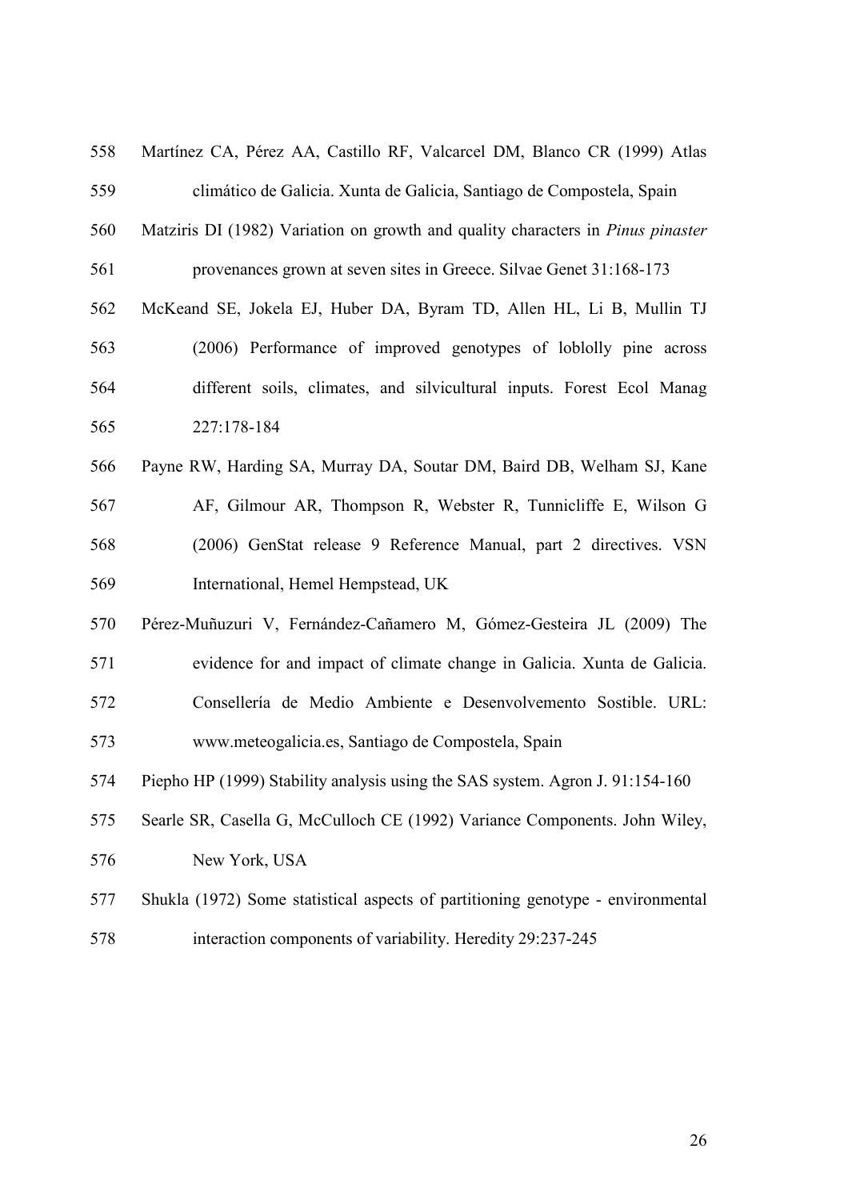Martínez CA, Pérez AA, Castillo RF, Valcarcel DM, Blanco CR (1999) Atlas climático de Galicia. Xunta de Galicia, Santiago de Compostela, Spain

Matziris DI (1982) Variation on growth and quality characters in *Pinus pinaster* provenances grown at seven sites in Greece. Silvae Genet 31:168-173

McKeand SE, Jokela EJ, Huber DA, Byram TD, Allen HL, Li B, Mullin TJ (2006) Performance of improved genotypes of loblolly pine across different soils, climates, and silvicultural inputs. Forest Ecol Manag 227:178-184

Payne RW, Harding SA, Murray DA, Soutar DM, Baird DB, Welham SJ, Kane AF, Gilmour AR, Thompson R, Webster R, Tunnicliffe E, Wilson G (2006) GenStat release 9 Reference Manual, part 2 directives. VSN International, Hemel Hempstead, UK

Pérez-Muñuzuri V, Fernández-Cañamero M, Gómez-Gesteira JL (2009) The evidence for and impact of climate change in Galicia. Xunta de Galicia. Consellería de Medio Ambiente e Desenvolvemento Sostible. URL: www.meteogalicia.es, Santiago de Compostela, Spain

Piepho HP (1999) Stability analysis using the SAS system. Agron J. 91:154-160

Searle SR, Casella G, McCulloch CE (1992) Variance Components. John Wiley, New York, USA

Shukla (1972) Some statistical aspects of partitioning genotype - environmental interaction components of variability. Heredity 29:237-245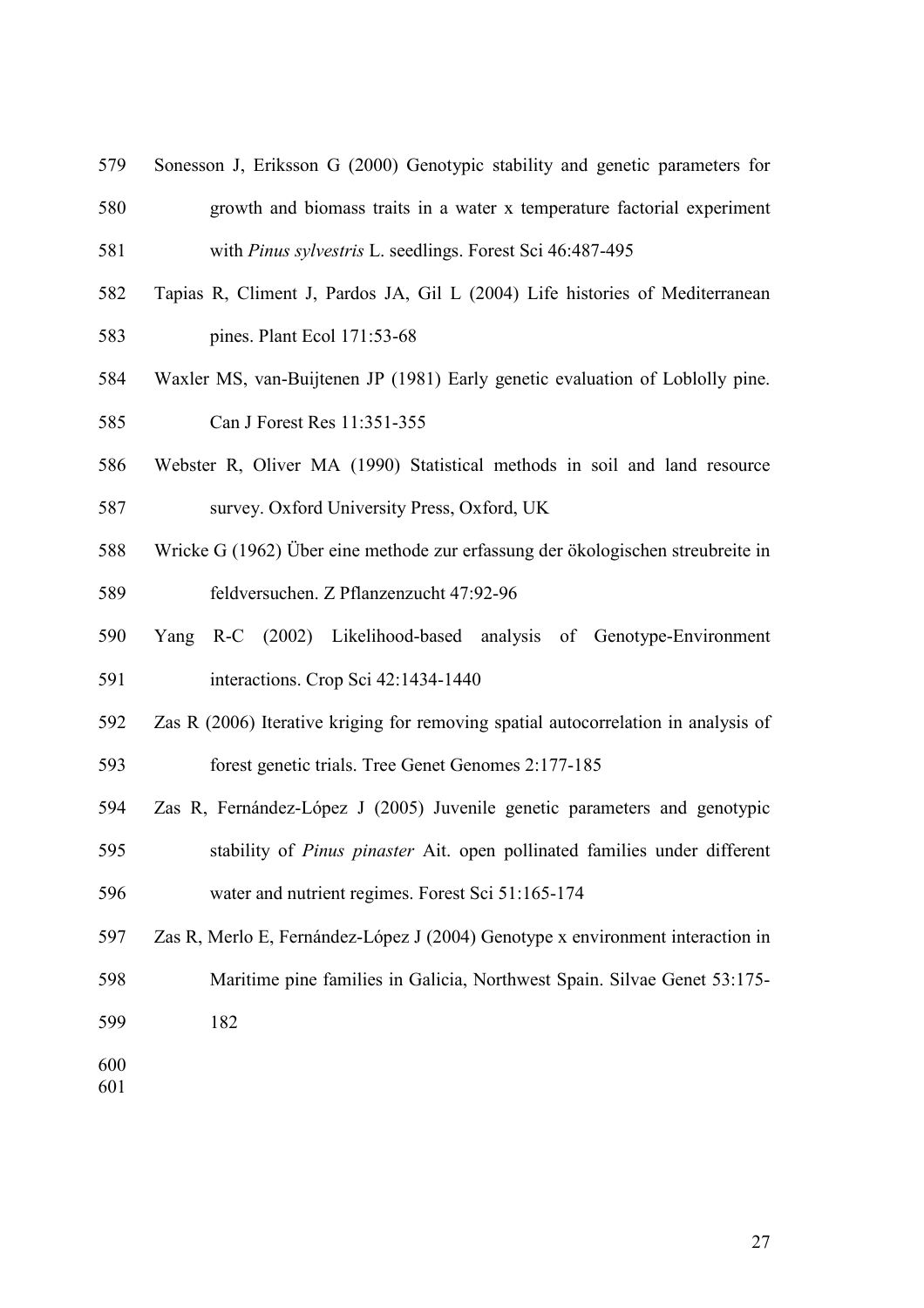Sonesson J, Eriksson G (2000) Genotypic stability and genetic parameters for growth and biomass traits in a water x temperature factorial experiment with *Pinus sylvestris* L. seedlings. Forest Sci 46:487-495

Tapias R, Climent J, Pardos JA, Gil L (2004) Life histories of Mediterranean pines. Plant Ecol 171:53-68

Waxler MS, van-Buijtenen JP (1981) Early genetic evaluation of Loblolly pine. Can J Forest Res 11:351-355

Webster R, Oliver MA (1990) Statistical methods in soil and land resource survey. Oxford University Press, Oxford, UK

Wricke G (1962) Über eine methode zur erfassung der ökologischen streubreite in feldversuchen. Z Pflanzenzucht 47:92-96

Yang R-C (2002) Likelihood-based analysis of Genotype-Environment interactions. Crop Sci 42:1434-1440

Zas R (2006) Iterative kriging for removing spatial autocorrelation in analysis of forest genetic trials. Tree Genet Genomes 2:177-185

Zas R, Fernández-López J (2005) Juvenile genetic parameters and genotypic stability of *Pinus pinaster* Ait. open pollinated families under different water and nutrient regimes. Forest Sci 51:165-174

Zas R, Merlo E, Fernández-López J (2004) Genotype x environment interaction in Maritime pine families in Galicia, Northwest Spain. Silvae Genet 53:175-182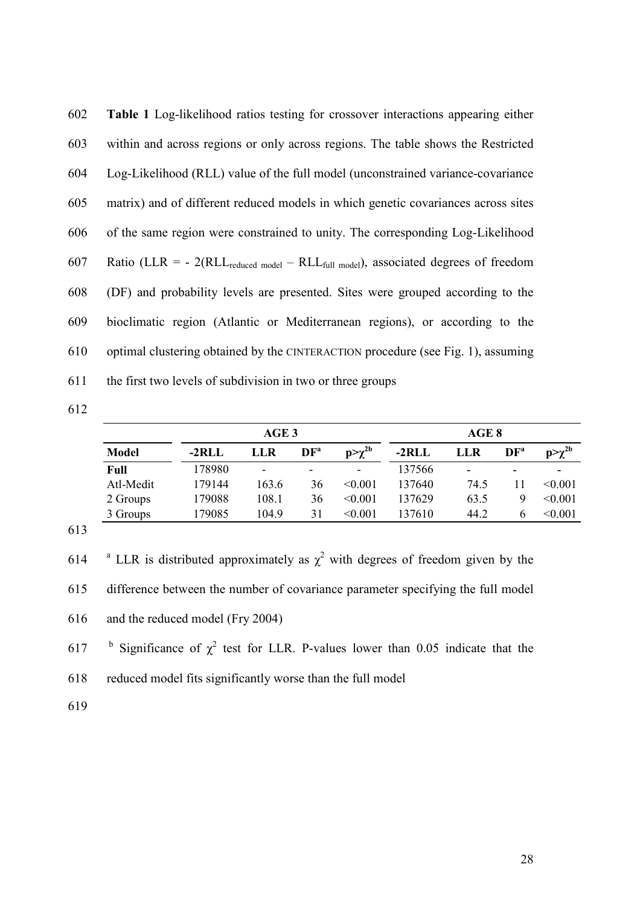**Table 1** Log-likelihood ratios testing for crossover interactions appearing either within and across regions or only across regions. The table shows the Restricted Log-Likelihood (RLL) value of the full model (unconstrained variance-covariance matrix) and of different reduced models in which genetic covariances across sites of the same region were constrained to unity. The corresponding Log-Likelihood Ratio (LLR = - 2($RLL_{reduced\ model}$ – $RLL_{full\ model}$), associated degrees of freedom (DF) and probability levels are presented. Sites were grouped according to the bioclimatic region (Atlantic or Mediterranean regions), or according to the optimal clustering obtained by the CINTERACTION procedure (see Fig. 1), assuming the first two levels of subdivision in two or three groups

| | AGE 3 | | | | AGE 8 | | | |
|---|---|---|---|---|---|---|---|---|
| **Model** | **-2RLL** | **LLR** | **DF**[a] | $p>\chi^{2b}$ | **-2RLL** | **LLR** | **DF**[a] | $p>\chi^{2b}$ |
| **Full** | 178980 | - | - | - | 137566 | - | - | - |
| Atl-Medit | 179144 | 163.6 | 36 | <0.001 | 137640 | 74.5 | 11 | <0.001 |
| 2 Groups | 179088 | 108.1 | 36 | <0.001 | 137629 | 63.5 | 9 | <0.001 |
| 3 Groups | 179085 | 104.9 | 31 | <0.001 | 137610 | 44.2 | 6 | <0.001 |

[a] LLR is distributed approximately as $\chi^2$ with degrees of freedom given by the difference between the number of covariance parameter specifying the full model and the reduced model (Fry 2004)

[b] Significance of $\chi^2$ test for LLR. P-values lower than 0.05 indicate that the reduced model fits significantly worse than the full model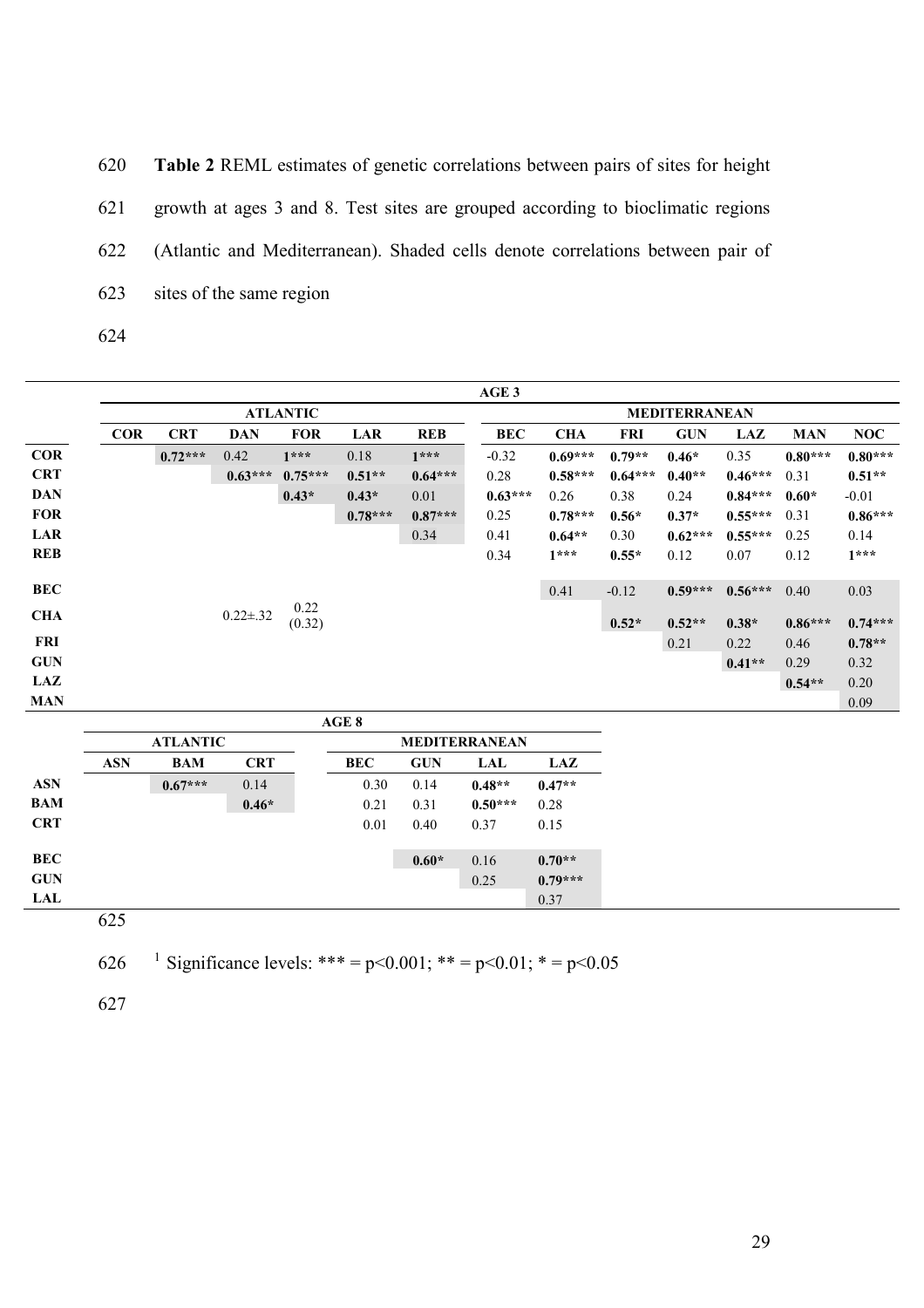**Table 2** REML estimates of genetic correlations between pairs of sites for height growth at ages 3 and 8. Test sites are grouped according to bioclimatic regions (Atlantic and Mediterranean). Shaded cells denote correlations between pair of sites of the same region

**AGE 3**

| | ATLANTIC | | | | | | MEDITERRANEAN | | | | | | |
|---|---|---|---|---|---|---|---|---|---|---|---|---|---|
| | **COR** | **CRT** | **DAN** | **FOR** | **LAR** | **REB** | **BEC** | **CHA** | **FRI** | **GUN** | **LAZ** | **MAN** | **NOC** |
| **COR** | | **0.72***\*** | 0.42 | **1***\*** | 0.18 | **1***\*** | -0.32 | **0.69***\*** | **0.79**\*** | **0.46**\* | 0.35 | **0.80***\*** | **0.80***\*** |
| **CRT** | | | **0.63***\*** | **0.75***\*** | **0.51**\*** | **0.64***\*** | 0.28 | **0.58***\*** | **0.64***\*** | **0.40**\*** | **0.46***\*** | 0.31 | **0.51**\*** |
| **DAN** | | | | **0.43**\* | **0.43**\* | 0.01 | **0.63***\*** | 0.26 | 0.38 | 0.24 | **0.84***\*** | **0.60**\* | -0.01 |
| **FOR** | | | | | **0.78***\*** | **0.87***\*** | 0.25 | **0.78***\*** | **0.56**\* | **0.37**\* | **0.55***\*** | 0.31 | **0.86***\*** |
| **LAR** | | | | | | 0.34 | 0.41 | **0.64**\*** | 0.30 | **0.62***\*** | **0.55***\*** | 0.25 | 0.14 |
| **REB** | | | | | | | 0.34 | **1***\*** | **0.55**\* | 0.12 | 0.07 | 0.12 | **1***\*** |
| **BEC** | | | | | | | | 0.41 | -0.12 | **0.59***\*** | **0.56***\*** | 0.40 | 0.03 |
| **CHA** | | | 0.22±.32 | 0.22 (0.32) | | | | | **0.52**\* | **0.52**\*** | **0.38**\* | **0.86***\*** | **0.74***\*** |
| **FRI** | | | | | | | | | | 0.21 | 0.22 | 0.46 | **0.78**\*** |
| **GUN** | | | | | | | | | | | **0.41**\*** | 0.29 | 0.32 |
| **LAZ** | | | | | | | | | | | | **0.54**\*** | 0.20 |
| **MAN** | | | | | | | | | | | | | 0.09 |

**AGE 8**

| | ATLANTIC | | | MEDITERRANEAN | | | |
|---|---|---|---|---|---|---|---|
| | **ASN** | **BAM** | **CRT** | **BEC** | **GUN** | **LAL** | **LAZ** |
| **ASN** | | **0.67***\*** | 0.14 | 0.30 | 0.14 | **0.48**\*** | **0.47**\*** |
| **BAM** | | | **0.46**\* | 0.21 | 0.31 | **0.50***\*** | 0.28 |
| **CRT** | | | | 0.01 | 0.40 | 0.37 | 0.15 |
| **BEC** | | | | | **0.60**\* | 0.16 | **0.70**\*** |
| **GUN** | | | | | | 0.25 | **0.79***\*** |
| **LAL** | | | | | | | 0.37 |

[1] Significance levels: *** = $p<0.001$; ** = $p<0.01$; * = $p<0.05$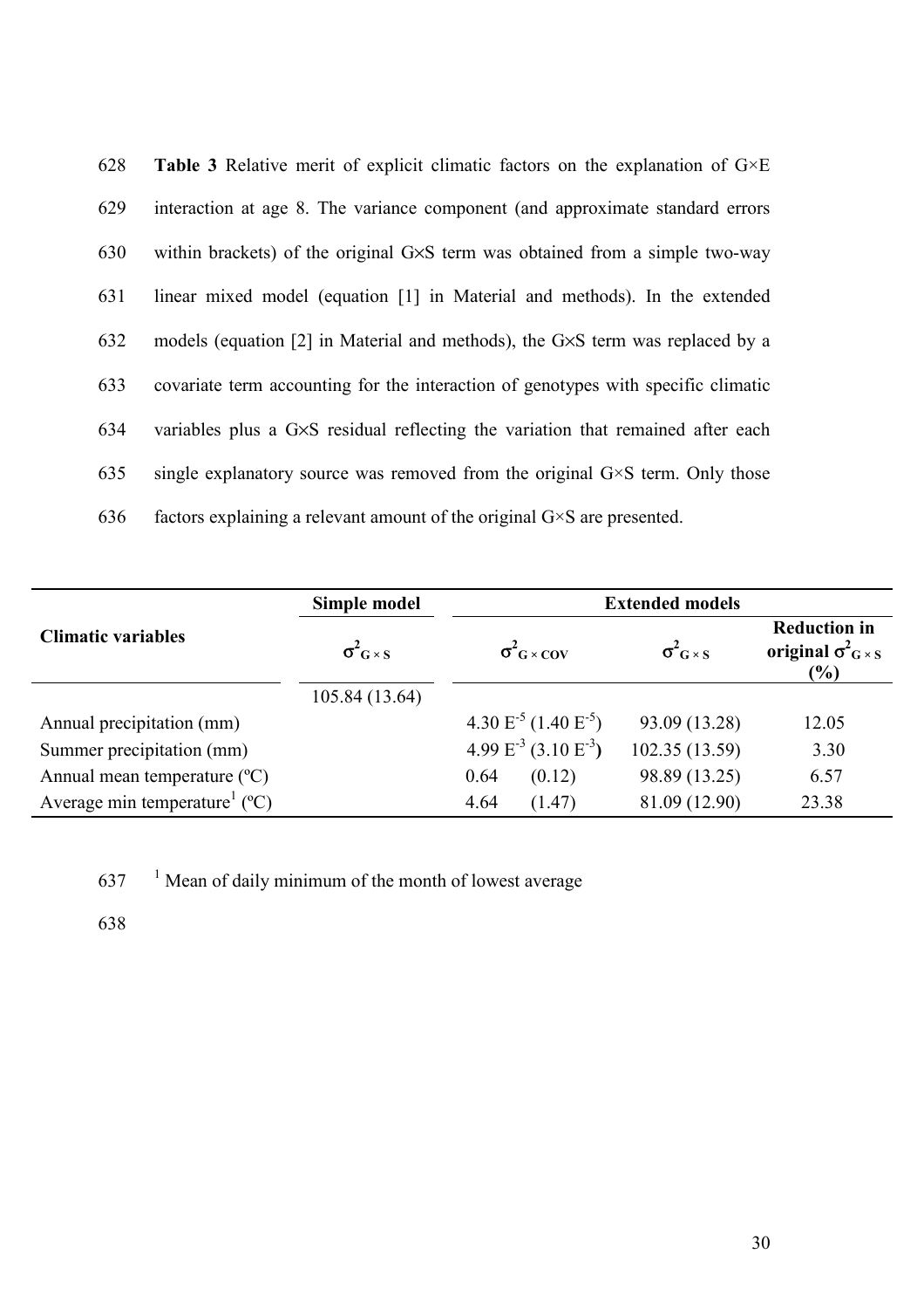**Table 3** Relative merit of explicit climatic factors on the explanation of G×E interaction at age 8. The variance component (and approximate standard errors within brackets) of the original G×S term was obtained from a simple two-way linear mixed model (equation [1] in Material and methods). In the extended models (equation [2] in Material and methods), the G×S term was replaced by a covariate term accounting for the interaction of genotypes with specific climatic variables plus a G×S residual reflecting the variation that remained after each single explanatory source was removed from the original G×S term. Only those factors explaining a relevant amount of the original G×S are presented.

| Climatic variables | Simple model | Extended models | | |
|---|---|---|---|---|
| | $\sigma^2_{G \times S}$ | $\sigma^2_{G \times COV}$ | $\sigma^2_{G \times S}$ | Reduction in original $\sigma^2_{G \times S}$ (%) |
| | 105.84 (13.64) | | | |
| Annual precipitation (mm) | | $4.30\ E^{-5}$ ($1.40\ E^{-5}$) | 93.09 (13.28) | 12.05 |
| Summer precipitation (mm) | | $4.99\ E^{-3}$ ($3.10\ E^{-3}$) | 102.35 (13.59) | 3.30 |
| Annual mean temperature (ºC) | | 0.64 (0.12) | 98.89 (13.25) | 6.57 |
| Average min temperature[1] (ºC) | | 4.64 (1.47) | 81.09 (12.90) | 23.38 |

[1] Mean of daily minimum of the month of lowest average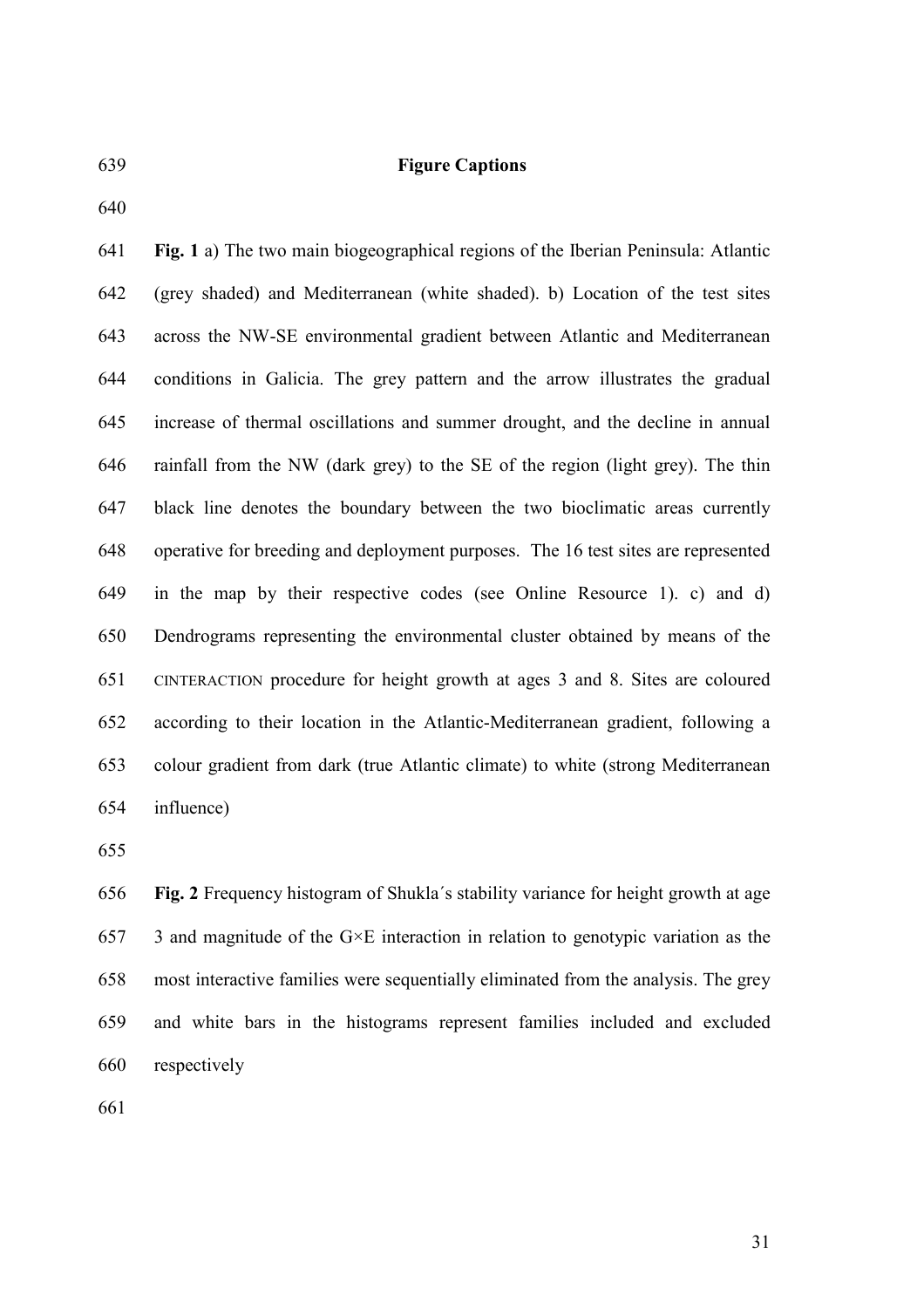## Figure Captions

**Fig. 1** a) The two main biogeographical regions of the Iberian Peninsula: Atlantic (grey shaded) and Mediterranean (white shaded). b) Location of the test sites across the NW-SE environmental gradient between Atlantic and Mediterranean conditions in Galicia. The grey pattern and the arrow illustrates the gradual increase of thermal oscillations and summer drought, and the decline in annual rainfall from the NW (dark grey) to the SE of the region (light grey). The thin black line denotes the boundary between the two bioclimatic areas currently operative for breeding and deployment purposes. The 16 test sites are represented in the map by their respective codes (see Online Resource 1). c) and d) Dendrograms representing the environmental cluster obtained by means of the CINTERACTION procedure for height growth at ages 3 and 8. Sites are coloured according to their location in the Atlantic-Mediterranean gradient, following a colour gradient from dark (true Atlantic climate) to white (strong Mediterranean influence)

**Fig. 2** Frequency histogram of Shukla´s stability variance for height growth at age 3 and magnitude of the G×E interaction in relation to genotypic variation as the most interactive families were sequentially eliminated from the analysis. The grey and white bars in the histograms represent families included and excluded respectively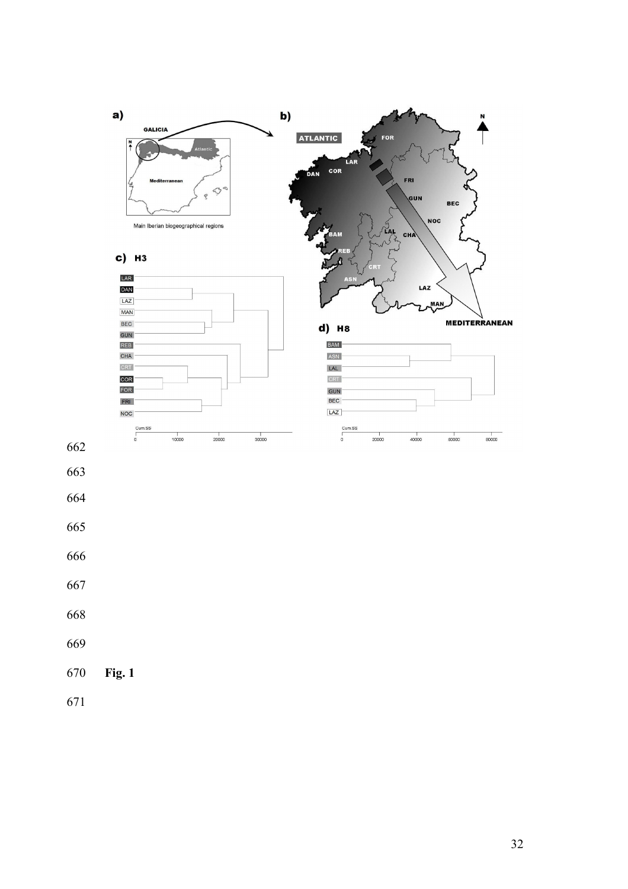Fig. 1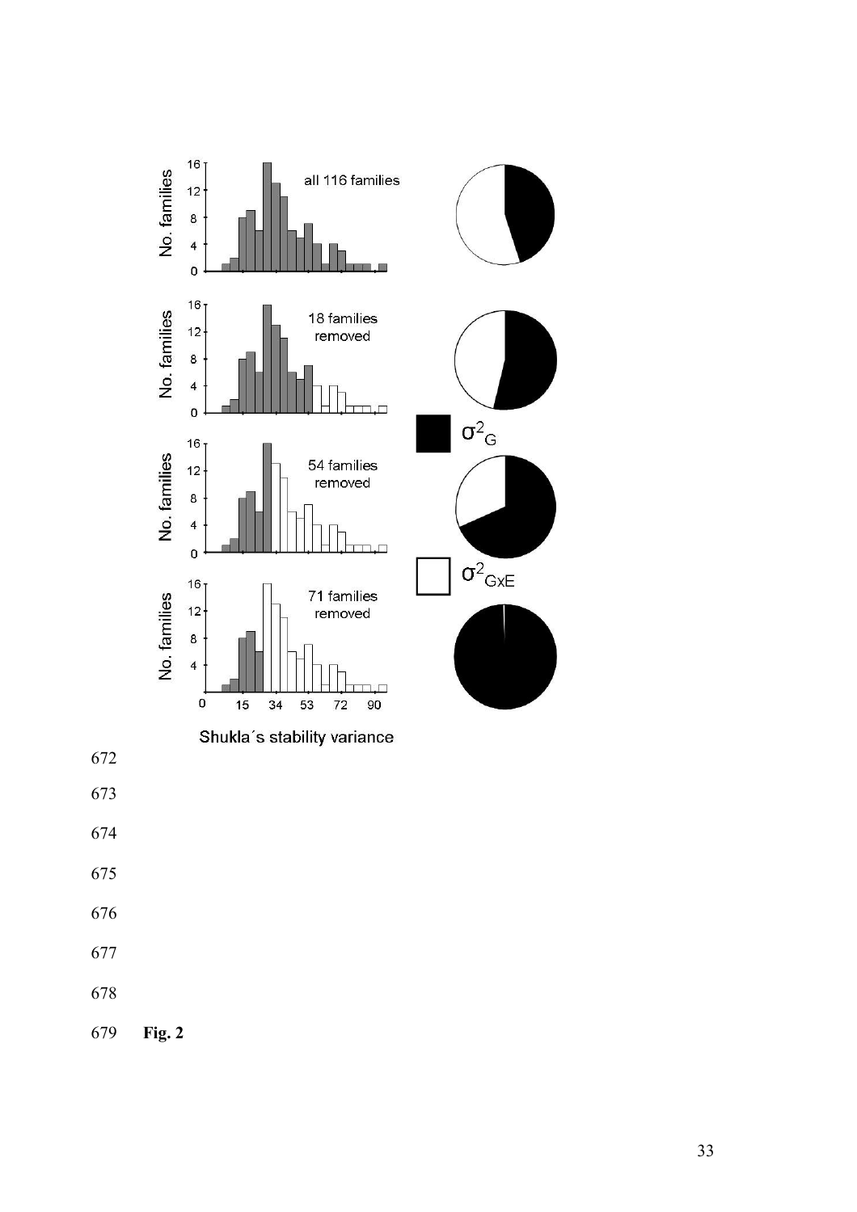**Fig. 2**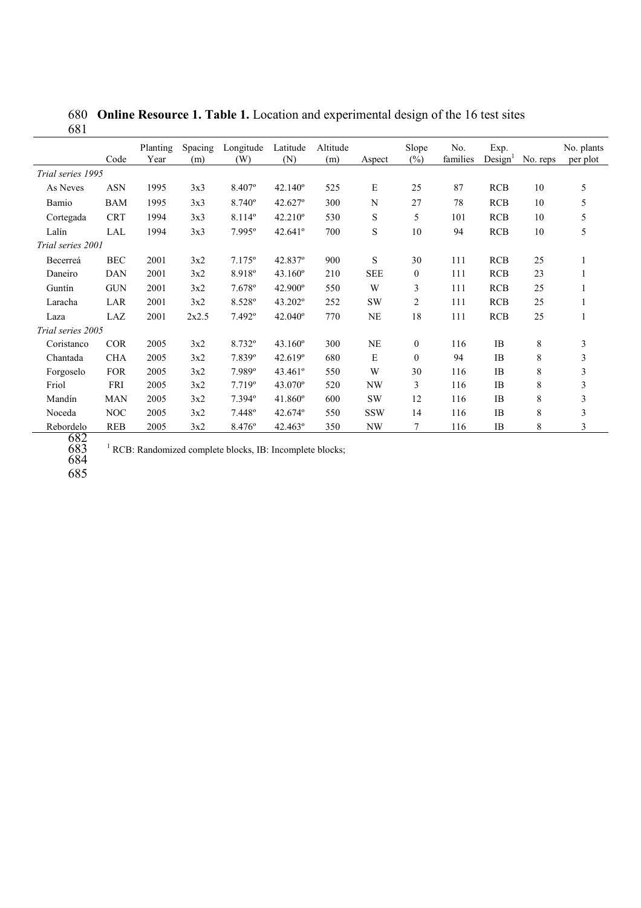**Online Resource 1. Table 1.** Location and experimental design of the 16 test sites

| | Code | Planting Year | Spacing (m) | Longitude (W) | Latitude (N) | Altitude (m) | Aspect | Slope (%) | No. families | Exp. Design[1] | No. reps | No. plants per plot |
|---|---|---|---|---|---|---|---|---|---|---|---|---|
| *Trial series 1995* | | | | | | | | | | | | |
| As Neves | ASN | 1995 | 3x3 | 8.407º | 42.140º | 525 | E | 25 | 87 | RCB | 10 | 5 |
| Bamio | BAM | 1995 | 3x3 | 8.740º | 42.627º | 300 | N | 27 | 78 | RCB | 10 | 5 |
| Cortegada | CRT | 1994 | 3x3 | 8.114º | 42.210º | 530 | S | 5 | 101 | RCB | 10 | 5 |
| Lalín | LAL | 1994 | 3x3 | 7.995º | 42.641º | 700 | S | 10 | 94 | RCB | 10 | 5 |
| *Trial series 2001* | | | | | | | | | | | | |
| Becerreá | BEC | 2001 | 3x2 | 7.175º | 42.837º | 900 | S | 30 | 111 | RCB | 25 | 1 |
| Daneiro | DAN | 2001 | 3x2 | 8.918º | 43.160º | 210 | SEE | 0 | 111 | RCB | 23 | 1 |
| Guntín | GUN | 2001 | 3x2 | 7.678º | 42.900º | 550 | W | 3 | 111 | RCB | 25 | 1 |
| Laracha | LAR | 2001 | 3x2 | 8.528º | 43.202º | 252 | SW | 2 | 111 | RCB | 25 | 1 |
| Laza | LAZ | 2001 | 2x2.5 | 7.492º | 42.040º | 770 | NE | 18 | 111 | RCB | 25 | 1 |
| *Trial series 2005* | | | | | | | | | | | | |
| Coristanco | COR | 2005 | 3x2 | 8.732º | 43.160º | 300 | NE | 0 | 116 | IB | 8 | 3 |
| Chantada | CHA | 2005 | 3x2 | 7.839º | 42.619º | 680 | E | 0 | 94 | IB | 8 | 3 |
| Forgoselo | FOR | 2005 | 3x2 | 7.989º | 43.461º | 550 | W | 30 | 116 | IB | 8 | 3 |
| Friol | FRI | 2005 | 3x2 | 7.719º | 43.070º | 520 | NW | 3 | 116 | IB | 8 | 3 |
| Mandín | MAN | 2005 | 3x2 | 7.394º | 41.860º | 600 | SW | 12 | 116 | IB | 8 | 3 |
| Noceda | NOC | 2005 | 3x2 | 7.448º | 42.674º | 550 | SSW | 14 | 116 | IB | 8 | 3 |
| Rebordelo | REB | 2005 | 3x2 | 8.476º | 42.463º | 350 | NW | 7 | 116 | IB | 8 | 3 |

[1] RCB: Randomized complete blocks, IB: Incomplete blocks;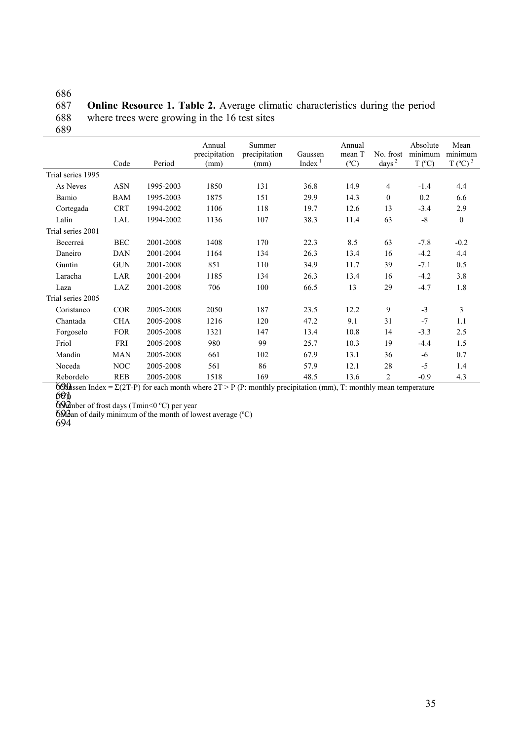**Online Resource 1. Table 2.** Average climatic characteristics during the period where trees were growing in the 16 test sites

| | Code | Period | Annual precipitation (mm) | Summer precipitation (mm) | Gaussen Index [1] | Annual mean T (ºC) | No. frost days [2] | Absolute minimum T (ºC) | Mean minimum T (ºC) [3] |
|---|---|---|---|---|---|---|---|---|---|
| Trial series 1995 | | | | | | | | | |
| As Neves | ASN | 1995-2003 | 1850 | 131 | 36.8 | 14.9 | 4 | -1.4 | 4.4 |
| Bamio | BAM | 1995-2003 | 1875 | 151 | 29.9 | 14.3 | 0 | 0.2 | 6.6 |
| Cortegada | CRT | 1994-2002 | 1106 | 118 | 19.7 | 12.6 | 13 | -3.4 | 2.9 |
| Lalín | LAL | 1994-2002 | 1136 | 107 | 38.3 | 11.4 | 63 | -8 | 0 |
| Trial series 2001 | | | | | | | | | |
| Becerreá | BEC | 2001-2008 | 1408 | 170 | 22.3 | 8.5 | 63 | -7.8 | -0.2 |
| Daneiro | DAN | 2001-2004 | 1164 | 134 | 26.3 | 13.4 | 16 | -4.2 | 4.4 |
| Guntín | GUN | 2001-2008 | 851 | 110 | 34.9 | 11.7 | 39 | -7.1 | 0.5 |
| Laracha | LAR | 2001-2004 | 1185 | 134 | 26.3 | 13.4 | 16 | -4.2 | 3.8 |
| Laza | LAZ | 2001-2008 | 706 | 100 | 66.5 | 13 | 29 | -4.7 | 1.8 |
| Trial series 2005 | | | | | | | | | |
| Coristanco | COR | 2005-2008 | 2050 | 187 | 23.5 | 12.2 | 9 | -3 | 3 |
| Chantada | CHA | 2005-2008 | 1216 | 120 | 47.2 | 9.1 | 31 | -7 | 1.1 |
| Forgoselo | FOR | 2005-2008 | 1321 | 147 | 13.4 | 10.8 | 14 | -3.3 | 2.5 |
| Friol | FRI | 2005-2008 | 980 | 99 | 25.7 | 10.3 | 19 | -4.4 | 1.5 |
| Mandín | MAN | 2005-2008 | 661 | 102 | 67.9 | 13.1 | 36 | -6 | 0.7 |
| Noceda | NOC | 2005-2008 | 561 | 86 | 57.9 | 12.1 | 28 | -5 | 1.4 |
| Rebordelo | REB | 2005-2008 | 1518 | 169 | 48.5 | 13.6 | 2 | -0.9 | 4.3 |

[1] Gaussen Index = $\Sigma(2T-P)$ for each month where $2T > P$ (P: monthly precipitation (mm), T: monthly mean temperature (ºC))

[2] Number of frost days (Tmin<0 ºC) per year

[3] Mean of daily minimum of the month of lowest average (ºC)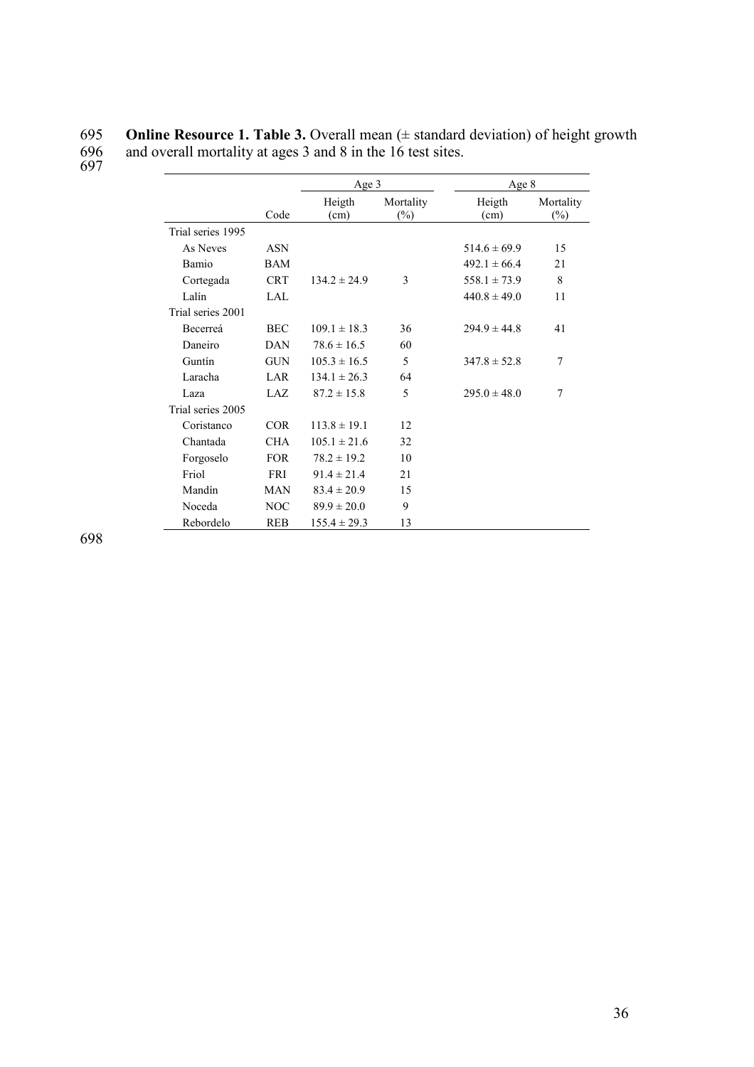**Online Resource 1. Table 3.** Overall mean (± standard deviation) of height growth and overall mortality at ages 3 and 8 in the 16 test sites.

| | | Age 3 | | Age 8 | |
|---|---|---|---|---|---|
| | Code | Heigth (cm) | Mortality (%) | Heigth (cm) | Mortality (%) |
| Trial series 1995 | | | | | |
| As Neves | ASN | | | 514.6 ± 69.9 | 15 |
| Bamio | BAM | | | 492.1 ± 66.4 | 21 |
| Cortegada | CRT | 134.2 ± 24.9 | 3 | 558.1 ± 73.9 | 8 |
| Lalín | LAL | | | 440.8 ± 49.0 | 11 |
| Trial series 2001 | | | | | |
| Becerreá | BEC | 109.1 ± 18.3 | 36 | 294.9 ± 44.8 | 41 |
| Daneiro | DAN | 78.6 ± 16.5 | 60 | | |
| Guntín | GUN | 105.3 ± 16.5 | 5 | 347.8 ± 52.8 | 7 |
| Laracha | LAR | 134.1 ± 26.3 | 64 | | |
| Laza | LAZ | 87.2 ± 15.8 | 5 | 295.0 ± 48.0 | 7 |
| Trial series 2005 | | | | | |
| Coristanco | COR | 113.8 ± 19.1 | 12 | | |
| Chantada | CHA | 105.1 ± 21.6 | 32 | | |
| Forgoselo | FOR | 78.2 ± 19.2 | 10 | | |
| Friol | FRI | 91.4 ± 21.4 | 21 | | |
| Mandín | MAN | 83.4 ± 20.9 | 15 | | |
| Noceda | NOC | 89.9 ± 20.0 | 9 | | |
| Rebordelo | REB | 155.4 ± 29.3 | 13 | | |